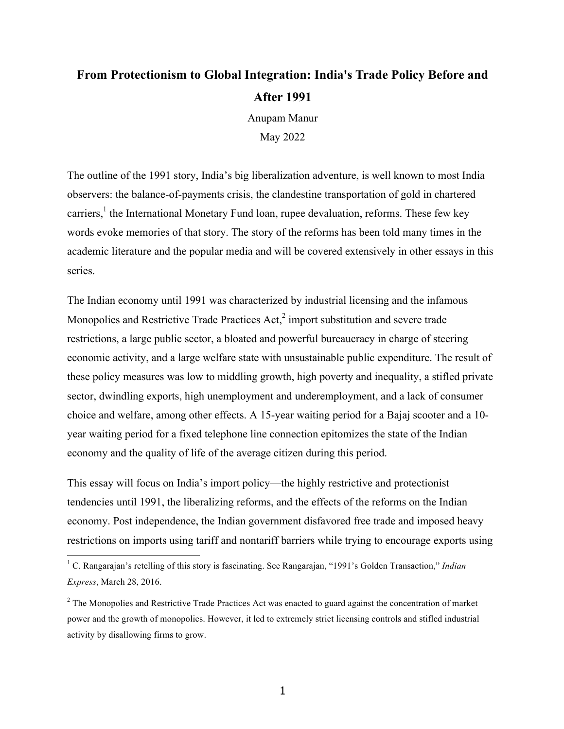# From Protectionism to Global Integration: India's Trade Policy Before and After 1991

Anupam Manur

May 2022

The outline of the 1991 story, India's big liberalization adventure, is well known to most India observers: the balance-of-payments crisis, the clandestine transportation of gold in chartered carriers,[1] the International Monetary Fund loan, rupee devaluation, reforms. These few key words evoke memories of that story. The story of the reforms has been told many times in the academic literature and the popular media and will be covered extensively in other essays in this series.

The Indian economy until 1991 was characterized by industrial licensing and the infamous Monopolies and Restrictive Trade Practices Act,[2] import substitution and severe trade restrictions, a large public sector, a bloated and powerful bureaucracy in charge of steering economic activity, and a large welfare state with unsustainable public expenditure. The result of these policy measures was low to middling growth, high poverty and inequality, a stifled private sector, dwindling exports, high unemployment and underemployment, and a lack of consumer choice and welfare, among other effects. A 15-year waiting period for a Bajaj scooter and a 10-year waiting period for a fixed telephone line connection epitomizes the state of the Indian economy and the quality of life of the average citizen during this period.

This essay will focus on India's import policy—the highly restrictive and protectionist tendencies until 1991, the liberalizing reforms, and the effects of the reforms on the Indian economy. Post independence, the Indian government disfavored free trade and imposed heavy restrictions on imports using tariff and nontariff barriers while trying to encourage exports using

---

[1] C. Rangarajan's retelling of this story is fascinating. See Rangarajan, "1991's Golden Transaction," *Indian Express*, March 28, 2016.

[2] The Monopolies and Restrictive Trade Practices Act was enacted to guard against the concentration of market power and the growth of monopolies. However, it led to extremely strict licensing controls and stifled industrial activity by disallowing firms to grow.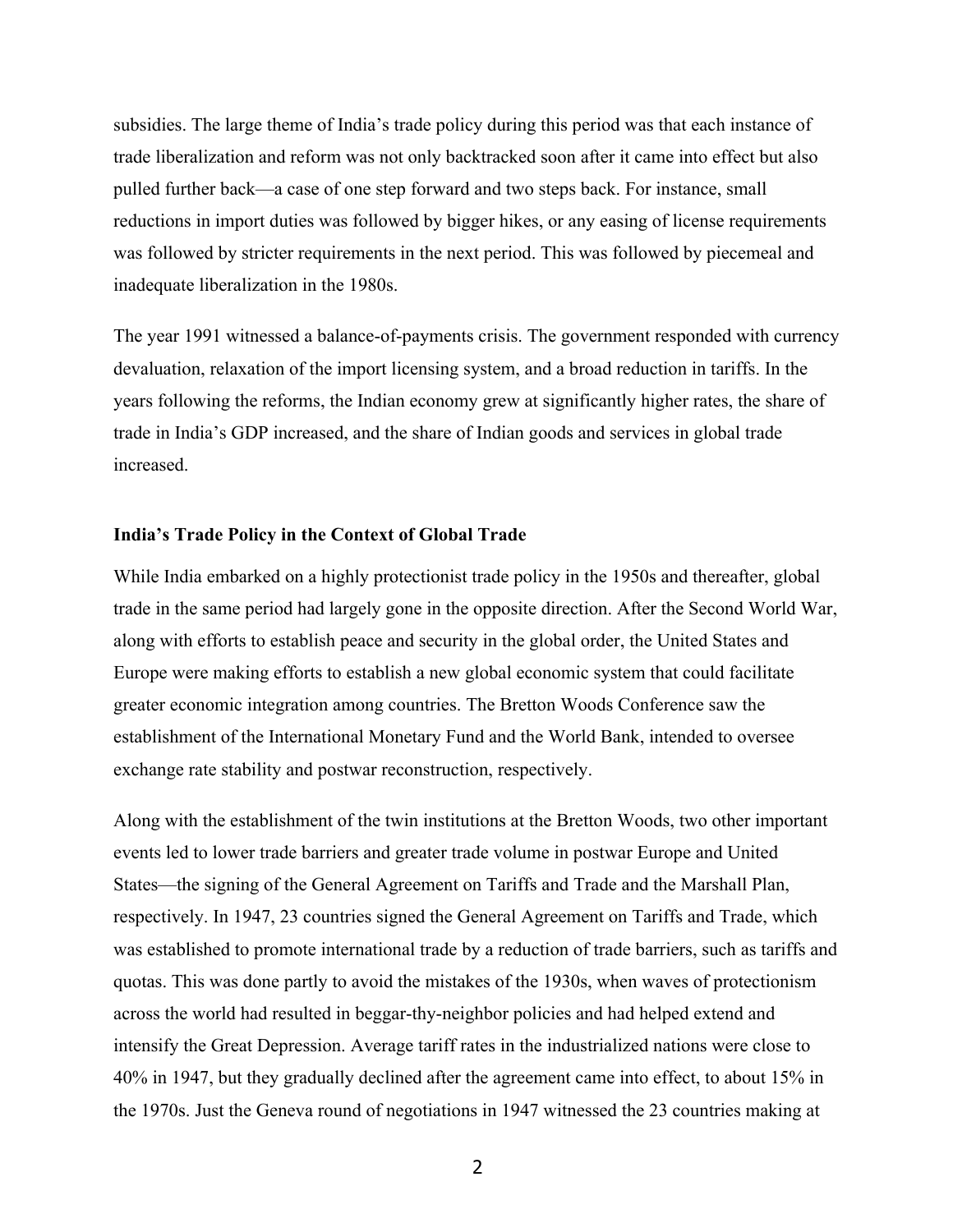subsidies. The large theme of India's trade policy during this period was that each instance of trade liberalization and reform was not only backtracked soon after it came into effect but also pulled further back—a case of one step forward and two steps back. For instance, small reductions in import duties was followed by bigger hikes, or any easing of license requirements was followed by stricter requirements in the next period. This was followed by piecemeal and inadequate liberalization in the 1980s.

The year 1991 witnessed a balance-of-payments crisis. The government responded with currency devaluation, relaxation of the import licensing system, and a broad reduction in tariffs. In the years following the reforms, the Indian economy grew at significantly higher rates, the share of trade in India's GDP increased, and the share of Indian goods and services in global trade increased.

### India's Trade Policy in the Context of Global Trade

While India embarked on a highly protectionist trade policy in the 1950s and thereafter, global trade in the same period had largely gone in the opposite direction. After the Second World War, along with efforts to establish peace and security in the global order, the United States and Europe were making efforts to establish a new global economic system that could facilitate greater economic integration among countries. The Bretton Woods Conference saw the establishment of the International Monetary Fund and the World Bank, intended to oversee exchange rate stability and postwar reconstruction, respectively.

Along with the establishment of the twin institutions at the Bretton Woods, two other important events led to lower trade barriers and greater trade volume in postwar Europe and United States—the signing of the General Agreement on Tariffs and Trade and the Marshall Plan, respectively. In 1947, 23 countries signed the General Agreement on Tariffs and Trade, which was established to promote international trade by a reduction of trade barriers, such as tariffs and quotas. This was done partly to avoid the mistakes of the 1930s, when waves of protectionism across the world had resulted in beggar-thy-neighbor policies and had helped extend and intensify the Great Depression. Average tariff rates in the industrialized nations were close to 40% in 1947, but they gradually declined after the agreement came into effect, to about 15% in the 1970s. Just the Geneva round of negotiations in 1947 witnessed the 23 countries making at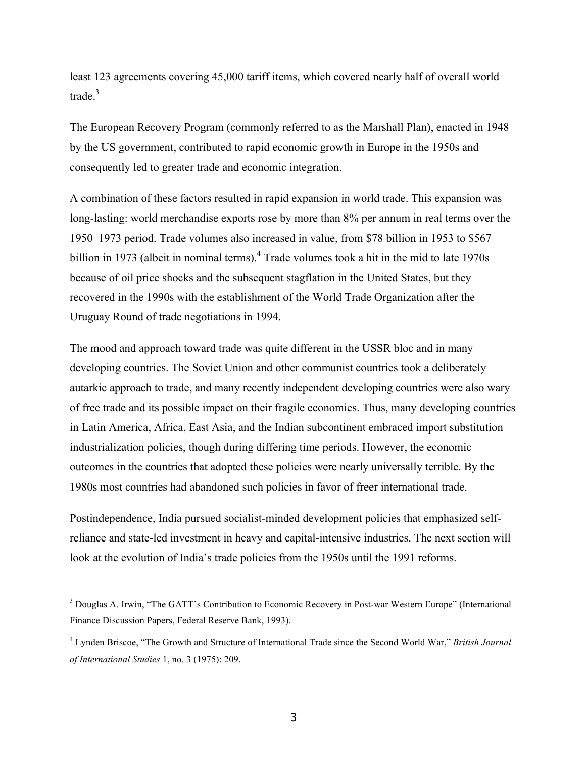least 123 agreements covering 45,000 tariff items, which covered nearly half of overall world trade.[3]

The European Recovery Program (commonly referred to as the Marshall Plan), enacted in 1948 by the US government, contributed to rapid economic growth in Europe in the 1950s and consequently led to greater trade and economic integration.

A combination of these factors resulted in rapid expansion in world trade. This expansion was long-lasting: world merchandise exports rose by more than 8% per annum in real terms over the 1950–1973 period. Trade volumes also increased in value, from $78 billion in 1953 to $567 billion in 1973 (albeit in nominal terms).[4] Trade volumes took a hit in the mid to late 1970s because of oil price shocks and the subsequent stagflation in the United States, but they recovered in the 1990s with the establishment of the World Trade Organization after the Uruguay Round of trade negotiations in 1994.

The mood and approach toward trade was quite different in the USSR bloc and in many developing countries. The Soviet Union and other communist countries took a deliberately autarkic approach to trade, and many recently independent developing countries were also wary of free trade and its possible impact on their fragile economies. Thus, many developing countries in Latin America, Africa, East Asia, and the Indian subcontinent embraced import substitution industrialization policies, though during differing time periods. However, the economic outcomes in the countries that adopted these policies were nearly universally terrible. By the 1980s most countries had abandoned such policies in favor of freer international trade.

Postindependence, India pursued socialist-minded development policies that emphasized self-reliance and state-led investment in heavy and capital-intensive industries. The next section will look at the evolution of India's trade policies from the 1950s until the 1991 reforms.

---

[3] Douglas A. Irwin, "The GATT's Contribution to Economic Recovery in Post-war Western Europe" (International Finance Discussion Papers, Federal Reserve Bank, 1993).

[4] Lynden Briscoe, "The Growth and Structure of International Trade since the Second World War," *British Journal of International Studies* 1, no. 3 (1975): 209.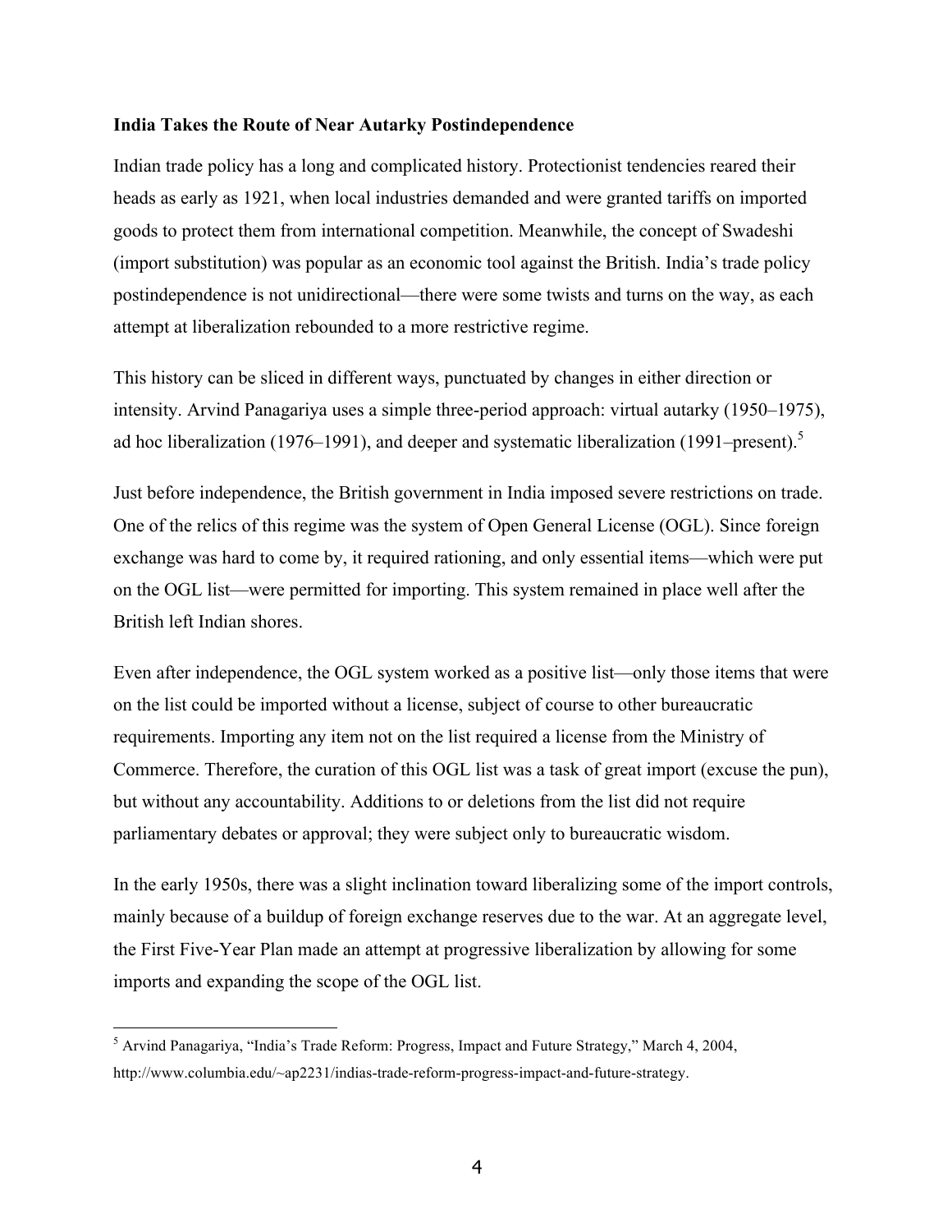**India Takes the Route of Near Autarky Postindependence**

Indian trade policy has a long and complicated history. Protectionist tendencies reared their heads as early as 1921, when local industries demanded and were granted tariffs on imported goods to protect them from international competition. Meanwhile, the concept of Swadeshi (import substitution) was popular as an economic tool against the British. India's trade policy postindependence is not unidirectional—there were some twists and turns on the way, as each attempt at liberalization rebounded to a more restrictive regime.

This history can be sliced in different ways, punctuated by changes in either direction or intensity. Arvind Panagariya uses a simple three-period approach: virtual autarky (1950–1975), ad hoc liberalization (1976–1991), and deeper and systematic liberalization (1991–present).[5]

Just before independence, the British government in India imposed severe restrictions on trade. One of the relics of this regime was the system of Open General License (OGL). Since foreign exchange was hard to come by, it required rationing, and only essential items—which were put on the OGL list—were permitted for importing. This system remained in place well after the British left Indian shores.

Even after independence, the OGL system worked as a positive list—only those items that were on the list could be imported without a license, subject of course to other bureaucratic requirements. Importing any item not on the list required a license from the Ministry of Commerce. Therefore, the curation of this OGL list was a task of great import (excuse the pun), but without any accountability. Additions to or deletions from the list did not require parliamentary debates or approval; they were subject only to bureaucratic wisdom.

In the early 1950s, there was a slight inclination toward liberalizing some of the import controls, mainly because of a buildup of foreign exchange reserves due to the war. At an aggregate level, the First Five-Year Plan made an attempt at progressive liberalization by allowing for some imports and expanding the scope of the OGL list.

---

[5] Arvind Panagariya, "India's Trade Reform: Progress, Impact and Future Strategy," March 4, 2004, http://www.columbia.edu/~ap2231/indias-trade-reform-progress-impact-and-future-strategy.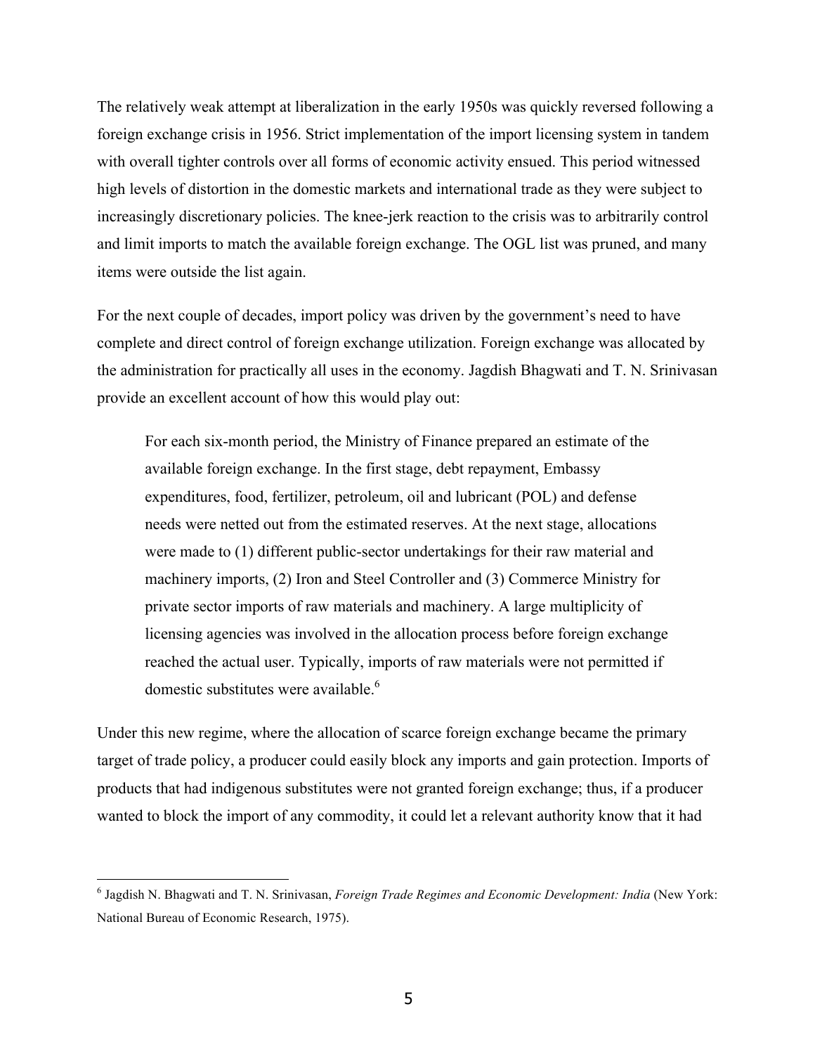The relatively weak attempt at liberalization in the early 1950s was quickly reversed following a foreign exchange crisis in 1956. Strict implementation of the import licensing system in tandem with overall tighter controls over all forms of economic activity ensued. This period witnessed high levels of distortion in the domestic markets and international trade as they were subject to increasingly discretionary policies. The knee-jerk reaction to the crisis was to arbitrarily control and limit imports to match the available foreign exchange. The OGL list was pruned, and many items were outside the list again.

For the next couple of decades, import policy was driven by the government's need to have complete and direct control of foreign exchange utilization. Foreign exchange was allocated by the administration for practically all uses in the economy. Jagdish Bhagwati and T. N. Srinivasan provide an excellent account of how this would play out:

> For each six-month period, the Ministry of Finance prepared an estimate of the available foreign exchange. In the first stage, debt repayment, Embassy expenditures, food, fertilizer, petroleum, oil and lubricant (POL) and defense needs were netted out from the estimated reserves. At the next stage, allocations were made to (1) different public-sector undertakings for their raw material and machinery imports, (2) Iron and Steel Controller and (3) Commerce Ministry for private sector imports of raw materials and machinery. A large multiplicity of licensing agencies was involved in the allocation process before foreign exchange reached the actual user. Typically, imports of raw materials were not permitted if domestic substitutes were available.[6]

Under this new regime, where the allocation of scarce foreign exchange became the primary target of trade policy, a producer could easily block any imports and gain protection. Imports of products that had indigenous substitutes were not granted foreign exchange; thus, if a producer wanted to block the import of any commodity, it could let a relevant authority know that it had

---

[6] Jagdish N. Bhagwati and T. N. Srinivasan, *Foreign Trade Regimes and Economic Development: India* (New York: National Bureau of Economic Research, 1975).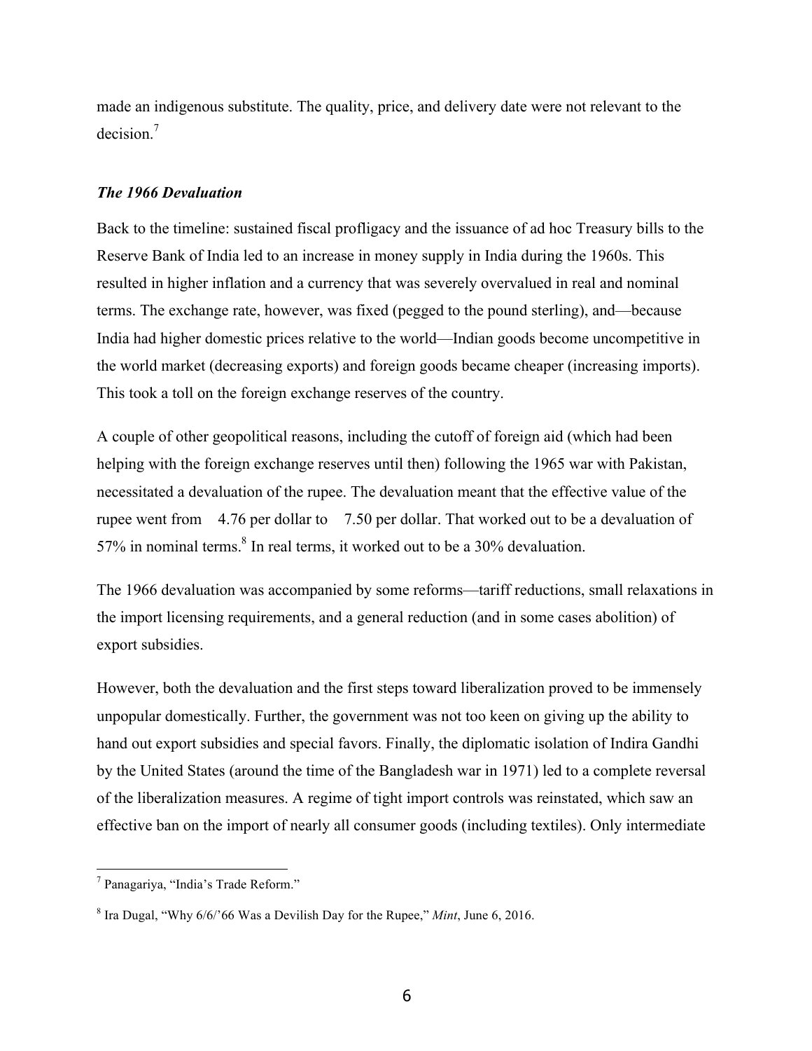made an indigenous substitute. The quality, price, and delivery date were not relevant to the decision.[7]

### *The 1966 Devaluation*

Back to the timeline: sustained fiscal profligacy and the issuance of ad hoc Treasury bills to the Reserve Bank of India led to an increase in money supply in India during the 1960s. This resulted in higher inflation and a currency that was severely overvalued in real and nominal terms. The exchange rate, however, was fixed (pegged to the pound sterling), and—because India had higher domestic prices relative to the world—Indian goods become uncompetitive in the world market (decreasing exports) and foreign goods became cheaper (increasing imports). This took a toll on the foreign exchange reserves of the country.

A couple of other geopolitical reasons, including the cutoff of foreign aid (which had been helping with the foreign exchange reserves until then) following the 1965 war with Pakistan, necessitated a devaluation of the rupee. The devaluation meant that the effective value of the rupee went from 4.76 per dollar to 7.50 per dollar. That worked out to be a devaluation of 57% in nominal terms.[8] In real terms, it worked out to be a 30% devaluation.

The 1966 devaluation was accompanied by some reforms—tariff reductions, small relaxations in the import licensing requirements, and a general reduction (and in some cases abolition) of export subsidies.

However, both the devaluation and the first steps toward liberalization proved to be immensely unpopular domestically. Further, the government was not too keen on giving up the ability to hand out export subsidies and special favors. Finally, the diplomatic isolation of Indira Gandhi by the United States (around the time of the Bangladesh war in 1971) led to a complete reversal of the liberalization measures. A regime of tight import controls was reinstated, which saw an effective ban on the import of nearly all consumer goods (including textiles). Only intermediate

---

[7] Panagariya, "India's Trade Reform."

[8] Ira Dugal, "Why 6/6/'66 Was a Devilish Day for the Rupee," *Mint*, June 6, 2016.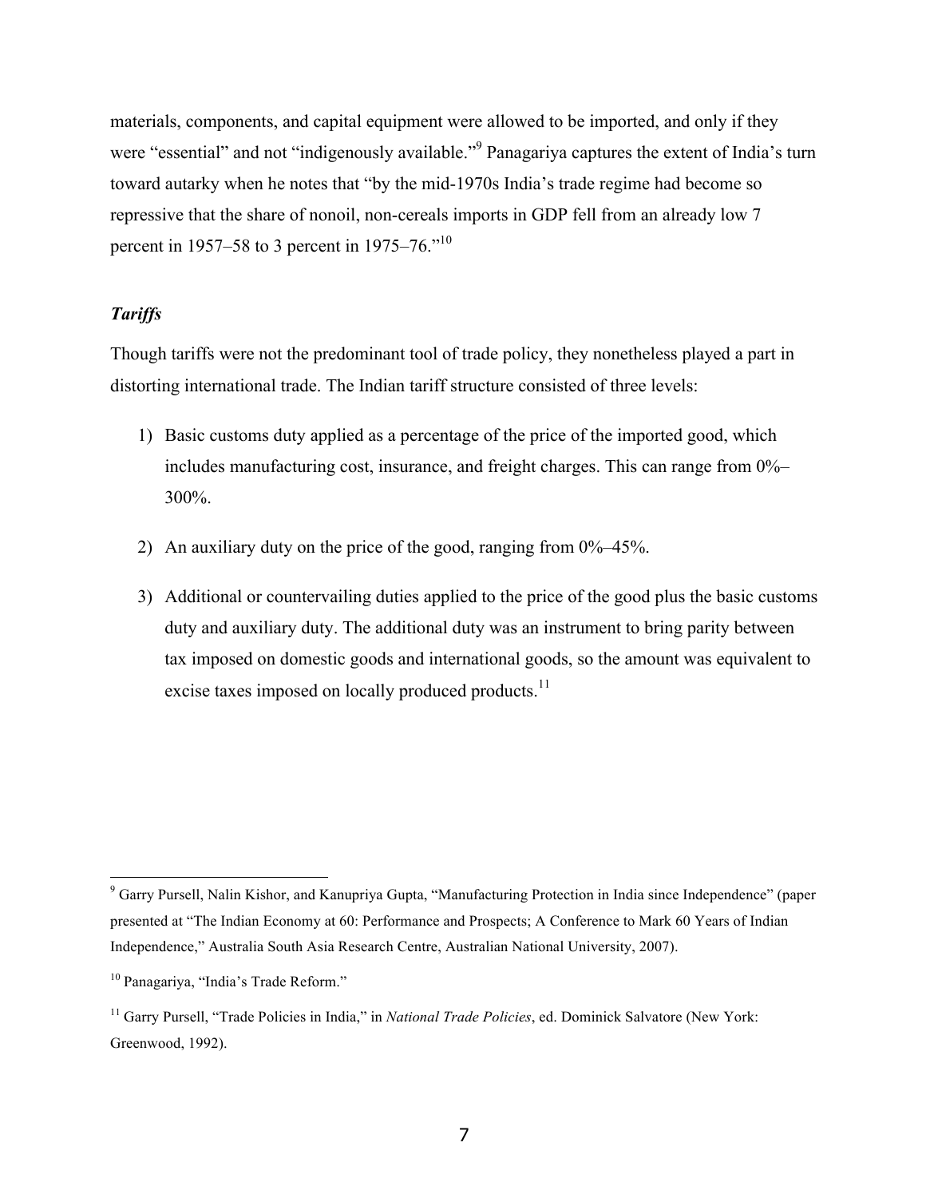materials, components, and capital equipment were allowed to be imported, and only if they were "essential" and not "indigenously available."[9] Panagariya captures the extent of India's turn toward autarky when he notes that "by the mid-1970s India's trade regime had become so repressive that the share of nonoil, non-cereals imports in GDP fell from an already low 7 percent in 1957–58 to 3 percent in 1975–76."[10]

### *Tariffs*

Though tariffs were not the predominant tool of trade policy, they nonetheless played a part in distorting international trade. The Indian tariff structure consisted of three levels:

1) Basic customs duty applied as a percentage of the price of the imported good, which includes manufacturing cost, insurance, and freight charges. This can range from 0%–300%.

2) An auxiliary duty on the price of the good, ranging from 0%–45%.

3) Additional or countervailing duties applied to the price of the good plus the basic customs duty and auxiliary duty. The additional duty was an instrument to bring parity between tax imposed on domestic goods and international goods, so the amount was equivalent to excise taxes imposed on locally produced products.[11]

---

[9] Garry Pursell, Nalin Kishor, and Kanupriya Gupta, "Manufacturing Protection in India since Independence" (paper presented at "The Indian Economy at 60: Performance and Prospects; A Conference to Mark 60 Years of Indian Independence," Australia South Asia Research Centre, Australian National University, 2007).

[10] Panagariya, "India's Trade Reform."

[11] Garry Pursell, "Trade Policies in India," in *National Trade Policies*, ed. Dominick Salvatore (New York: Greenwood, 1992).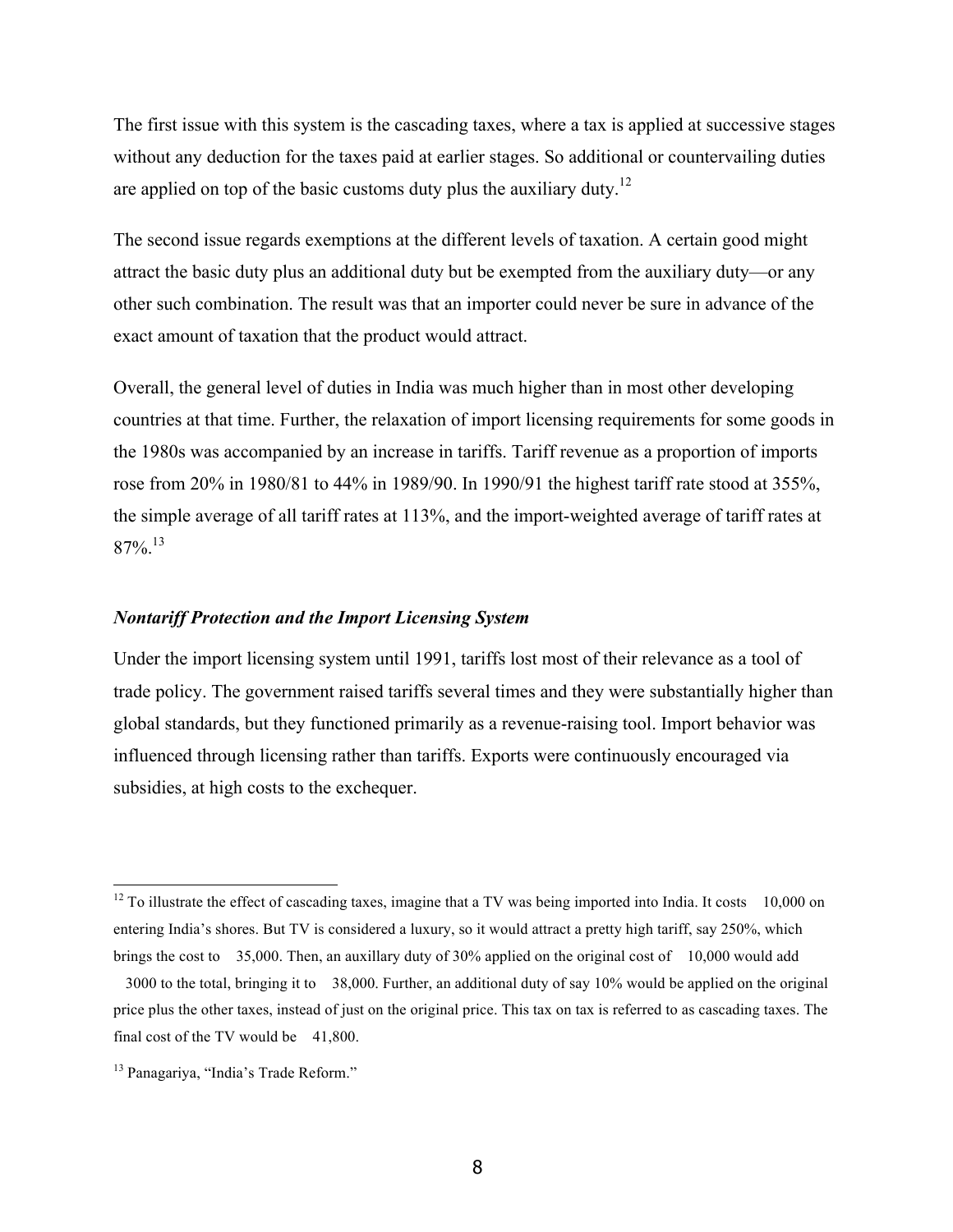The first issue with this system is the cascading taxes, where a tax is applied at successive stages without any deduction for the taxes paid at earlier stages. So additional or countervailing duties are applied on top of the basic customs duty plus the auxiliary duty.[12]

The second issue regards exemptions at the different levels of taxation. A certain good might attract the basic duty plus an additional duty but be exempted from the auxiliary duty—or any other such combination. The result was that an importer could never be sure in advance of the exact amount of taxation that the product would attract.

Overall, the general level of duties in India was much higher than in most other developing countries at that time. Further, the relaxation of import licensing requirements for some goods in the 1980s was accompanied by an increase in tariffs. Tariff revenue as a proportion of imports rose from 20% in 1980/81 to 44% in 1989/90. In 1990/91 the highest tariff rate stood at 355%, the simple average of all tariff rates at 113%, and the import-weighted average of tariff rates at 87%.[13]

### *Nontariff Protection and the Import Licensing System*

Under the import licensing system until 1991, tariffs lost most of their relevance as a tool of trade policy. The government raised tariffs several times and they were substantially higher than global standards, but they functioned primarily as a revenue-raising tool. Import behavior was influenced through licensing rather than tariffs. Exports were continuously encouraged via subsidies, at high costs to the exchequer.

---

[12] To illustrate the effect of cascading taxes, imagine that a TV was being imported into India. It costs 10,000 on entering India's shores. But TV is considered a luxury, so it would attract a pretty high tariff, say 250%, which brings the cost to 35,000. Then, an auxillary duty of 30% applied on the original cost of 10,000 would add 3000 to the total, bringing it to 38,000. Further, an additional duty of say 10% would be applied on the original price plus the other taxes, instead of just on the original price. This tax on tax is referred to as cascading taxes. The final cost of the TV would be 41,800.

[13] Panagariya, "India's Trade Reform."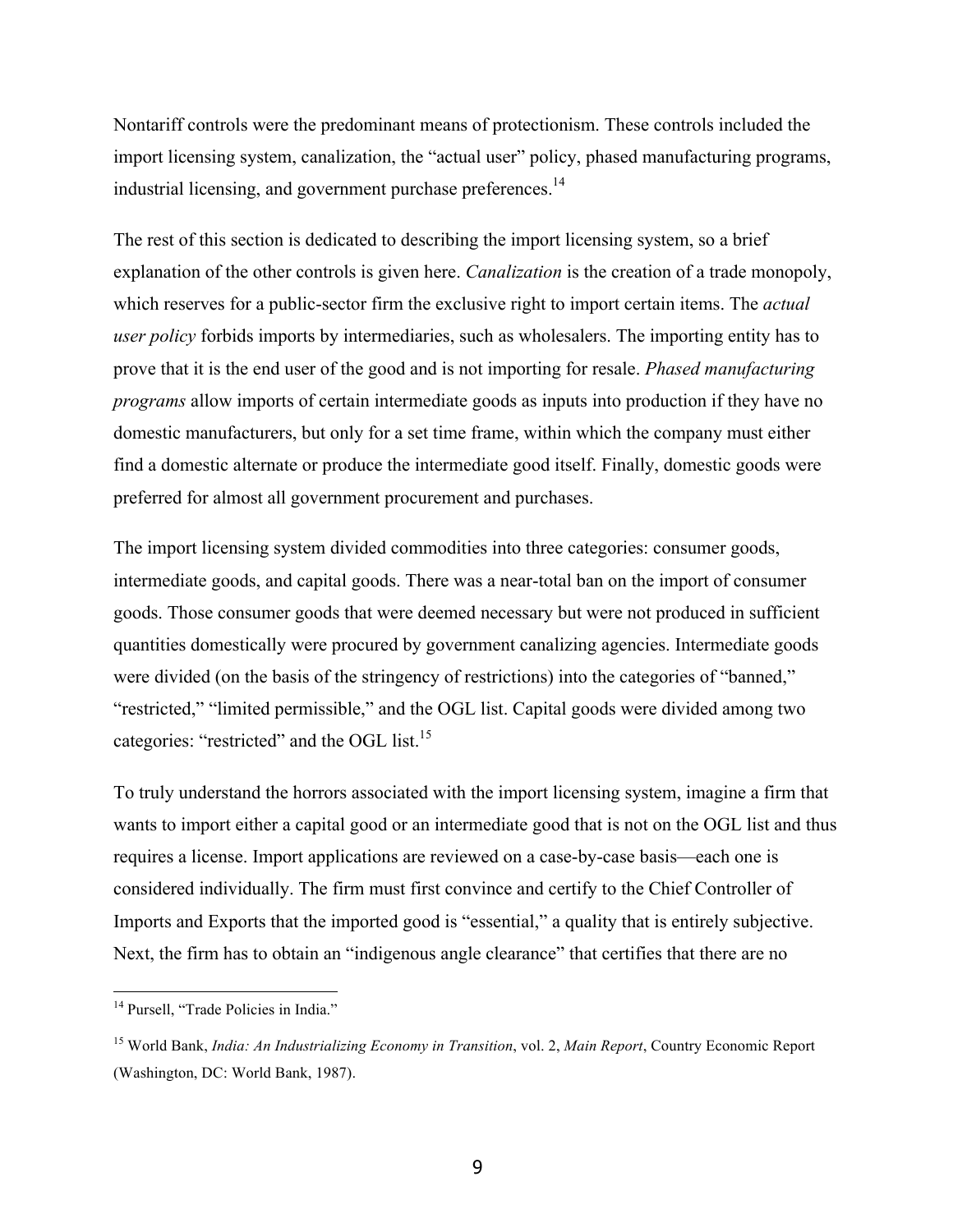Nontariff controls were the predominant means of protectionism. These controls included the import licensing system, canalization, the "actual user" policy, phased manufacturing programs, industrial licensing, and government purchase preferences.[14]

The rest of this section is dedicated to describing the import licensing system, so a brief explanation of the other controls is given here. *Canalization* is the creation of a trade monopoly, which reserves for a public-sector firm the exclusive right to import certain items. The *actual user policy* forbids imports by intermediaries, such as wholesalers. The importing entity has to prove that it is the end user of the good and is not importing for resale. *Phased manufacturing programs* allow imports of certain intermediate goods as inputs into production if they have no domestic manufacturers, but only for a set time frame, within which the company must either find a domestic alternate or produce the intermediate good itself. Finally, domestic goods were preferred for almost all government procurement and purchases.

The import licensing system divided commodities into three categories: consumer goods, intermediate goods, and capital goods. There was a near-total ban on the import of consumer goods. Those consumer goods that were deemed necessary but were not produced in sufficient quantities domestically were procured by government canalizing agencies. Intermediate goods were divided (on the basis of the stringency of restrictions) into the categories of "banned," "restricted," "limited permissible," and the OGL list. Capital goods were divided among two categories: "restricted" and the OGL list.[15]

To truly understand the horrors associated with the import licensing system, imagine a firm that wants to import either a capital good or an intermediate good that is not on the OGL list and thus requires a license. Import applications are reviewed on a case-by-case basis—each one is considered individually. The firm must first convince and certify to the Chief Controller of Imports and Exports that the imported good is "essential," a quality that is entirely subjective. Next, the firm has to obtain an "indigenous angle clearance" that certifies that there are no

---

[14] Pursell, "Trade Policies in India."

[15] World Bank, *India: An Industrializing Economy in Transition*, vol. 2, *Main Report*, Country Economic Report (Washington, DC: World Bank, 1987).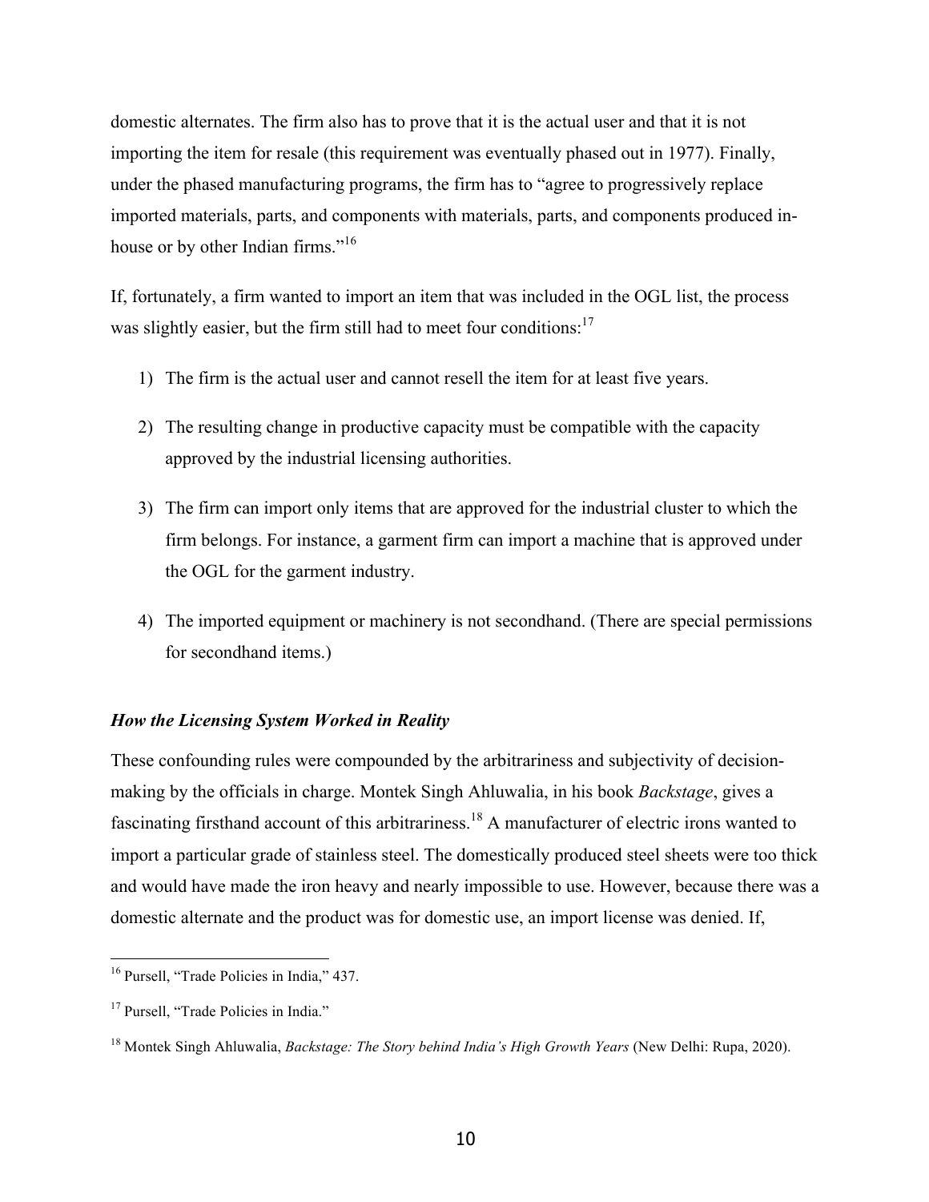domestic alternates. The firm also has to prove that it is the actual user and that it is not importing the item for resale (this requirement was eventually phased out in 1977). Finally, under the phased manufacturing programs, the firm has to "agree to progressively replace imported materials, parts, and components with materials, parts, and components produced in-house or by other Indian firms."[16]

If, fortunately, a firm wanted to import an item that was included in the OGL list, the process was slightly easier, but the firm still had to meet four conditions:[17]

1) The firm is the actual user and cannot resell the item for at least five years.
2) The resulting change in productive capacity must be compatible with the capacity approved by the industrial licensing authorities.
3) The firm can import only items that are approved for the industrial cluster to which the firm belongs. For instance, a garment firm can import a machine that is approved under the OGL for the garment industry.
4) The imported equipment or machinery is not secondhand. (There are special permissions for secondhand items.)

### *How the Licensing System Worked in Reality*

These confounding rules were compounded by the arbitrariness and subjectivity of decision-making by the officials in charge. Montek Singh Ahluwalia, in his book *Backstage*, gives a fascinating firsthand account of this arbitrariness.[18] A manufacturer of electric irons wanted to import a particular grade of stainless steel. The domestically produced steel sheets were too thick and would have made the iron heavy and nearly impossible to use. However, because there was a domestic alternate and the product was for domestic use, an import license was denied. If,

---

[16] Pursell, "Trade Policies in India," 437.

[17] Pursell, "Trade Policies in India."

[18] Montek Singh Ahluwalia, *Backstage: The Story behind India's High Growth Years* (New Delhi: Rupa, 2020).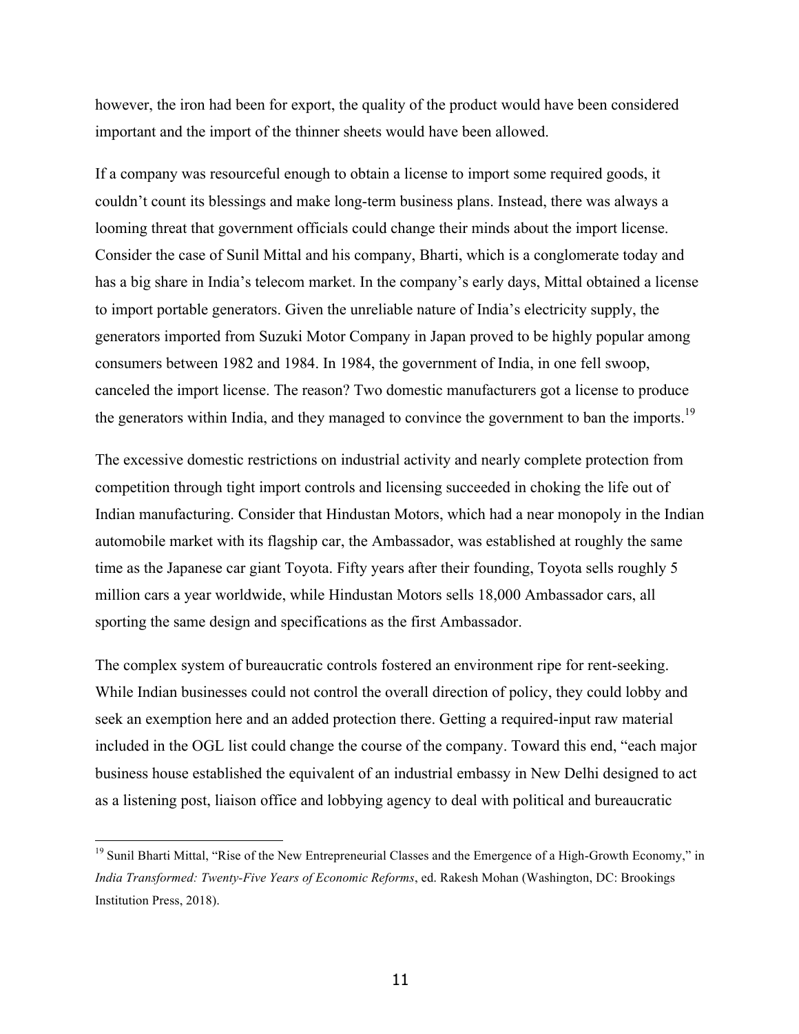however, the iron had been for export, the quality of the product would have been considered important and the import of the thinner sheets would have been allowed.

If a company was resourceful enough to obtain a license to import some required goods, it couldn't count its blessings and make long-term business plans. Instead, there was always a looming threat that government officials could change their minds about the import license. Consider the case of Sunil Mittal and his company, Bharti, which is a conglomerate today and has a big share in India's telecom market. In the company's early days, Mittal obtained a license to import portable generators. Given the unreliable nature of India's electricity supply, the generators imported from Suzuki Motor Company in Japan proved to be highly popular among consumers between 1982 and 1984. In 1984, the government of India, in one fell swoop, canceled the import license. The reason? Two domestic manufacturers got a license to produce the generators within India, and they managed to convince the government to ban the imports.[19]

The excessive domestic restrictions on industrial activity and nearly complete protection from competition through tight import controls and licensing succeeded in choking the life out of Indian manufacturing. Consider that Hindustan Motors, which had a near monopoly in the Indian automobile market with its flagship car, the Ambassador, was established at roughly the same time as the Japanese car giant Toyota. Fifty years after their founding, Toyota sells roughly 5 million cars a year worldwide, while Hindustan Motors sells 18,000 Ambassador cars, all sporting the same design and specifications as the first Ambassador.

The complex system of bureaucratic controls fostered an environment ripe for rent-seeking. While Indian businesses could not control the overall direction of policy, they could lobby and seek an exemption here and an added protection there. Getting a required-input raw material included in the OGL list could change the course of the company. Toward this end, "each major business house established the equivalent of an industrial embassy in New Delhi designed to act as a listening post, liaison office and lobbying agency to deal with political and bureaucratic

---

[19] Sunil Bharti Mittal, "Rise of the New Entrepreneurial Classes and the Emergence of a High-Growth Economy," in *India Transformed: Twenty-Five Years of Economic Reforms*, ed. Rakesh Mohan (Washington, DC: Brookings Institution Press, 2018).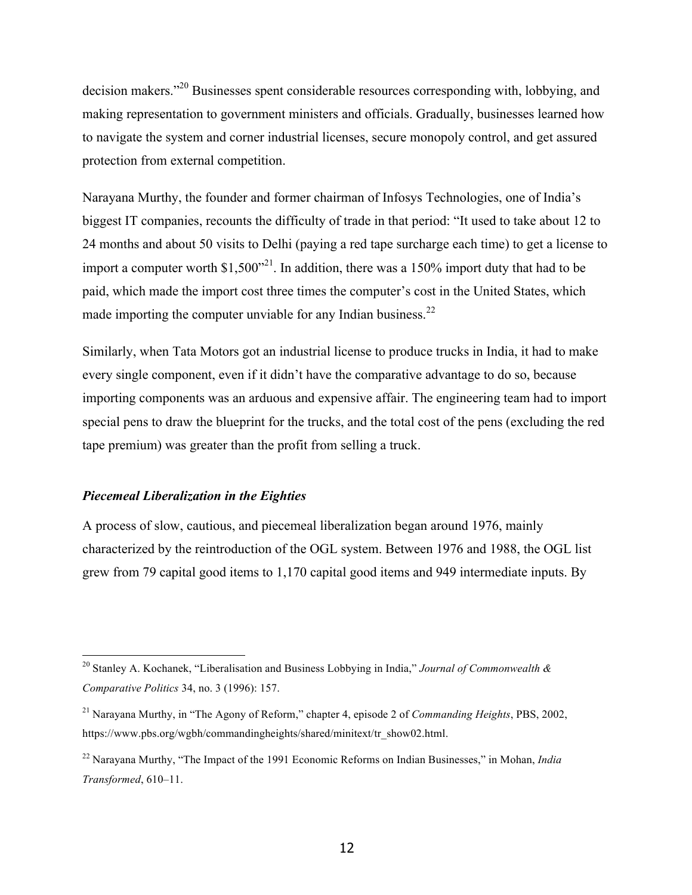decision makers."[20] Businesses spent considerable resources corresponding with, lobbying, and making representation to government ministers and officials. Gradually, businesses learned how to navigate the system and corner industrial licenses, secure monopoly control, and get assured protection from external competition.

Narayana Murthy, the founder and former chairman of Infosys Technologies, one of India's biggest IT companies, recounts the difficulty of trade in that period: "It used to take about 12 to 24 months and about 50 visits to Delhi (paying a red tape surcharge each time) to get a license to import a computer worth $1,500"[21]. In addition, there was a 150% import duty that had to be paid, which made the import cost three times the computer's cost in the United States, which made importing the computer unviable for any Indian business.[22]

Similarly, when Tata Motors got an industrial license to produce trucks in India, it had to make every single component, even if it didn't have the comparative advantage to do so, because importing components was an arduous and expensive affair. The engineering team had to import special pens to draw the blueprint for the trucks, and the total cost of the pens (excluding the red tape premium) was greater than the profit from selling a truck.

### *Piecemeal Liberalization in the Eighties*

A process of slow, cautious, and piecemeal liberalization began around 1976, mainly characterized by the reintroduction of the OGL system. Between 1976 and 1988, the OGL list grew from 79 capital good items to 1,170 capital good items and 949 intermediate inputs. By

---

[20] Stanley A. Kochanek, "Liberalisation and Business Lobbying in India," *Journal of Commonwealth & Comparative Politics* 34, no. 3 (1996): 157.

[21] Narayana Murthy, in "The Agony of Reform," chapter 4, episode 2 of *Commanding Heights*, PBS, 2002, https://www.pbs.org/wgbh/commandingheights/shared/minitext/tr_show02.html.

[22] Narayana Murthy, "The Impact of the 1991 Economic Reforms on Indian Businesses," in Mohan, *India Transformed*, 610–11.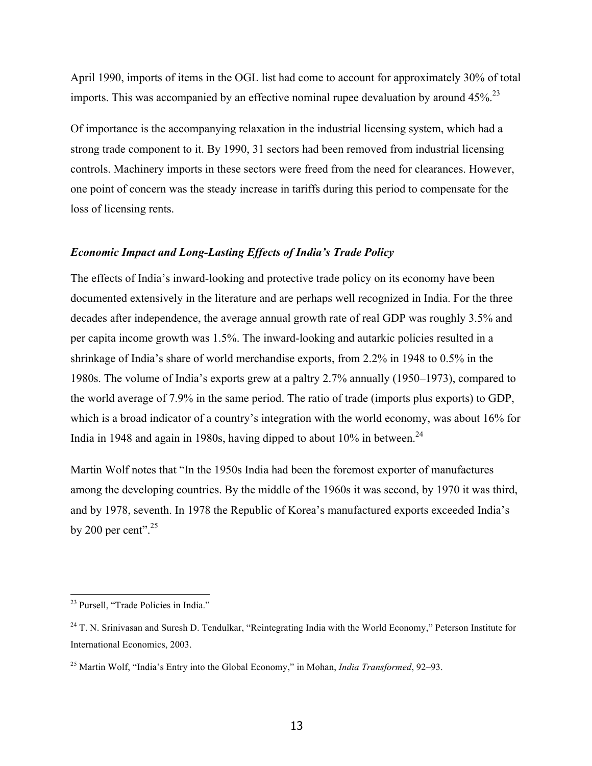April 1990, imports of items in the OGL list had come to account for approximately 30% of total imports. This was accompanied by an effective nominal rupee devaluation by around 45%.[23]

Of importance is the accompanying relaxation in the industrial licensing system, which had a strong trade component to it. By 1990, 31 sectors had been removed from industrial licensing controls. Machinery imports in these sectors were freed from the need for clearances. However, one point of concern was the steady increase in tariffs during this period to compensate for the loss of licensing rents.

### *Economic Impact and Long-Lasting Effects of India's Trade Policy*

The effects of India's inward-looking and protective trade policy on its economy have been documented extensively in the literature and are perhaps well recognized in India. For the three decades after independence, the average annual growth rate of real GDP was roughly 3.5% and per capita income growth was 1.5%. The inward-looking and autarkic policies resulted in a shrinkage of India's share of world merchandise exports, from 2.2% in 1948 to 0.5% in the 1980s. The volume of India's exports grew at a paltry 2.7% annually (1950–1973), compared to the world average of 7.9% in the same period. The ratio of trade (imports plus exports) to GDP, which is a broad indicator of a country's integration with the world economy, was about 16% for India in 1948 and again in 1980s, having dipped to about 10% in between.[24]

Martin Wolf notes that "In the 1950s India had been the foremost exporter of manufactures among the developing countries. By the middle of the 1960s it was second, by 1970 it was third, and by 1978, seventh. In 1978 the Republic of Korea's manufactured exports exceeded India's by 200 per cent".[25]

---

[23] Pursell, "Trade Policies in India."

[24] T. N. Srinivasan and Suresh D. Tendulkar, "Reintegrating India with the World Economy," Peterson Institute for International Economics, 2003.

[25] Martin Wolf, "India's Entry into the Global Economy," in Mohan, *India Transformed*, 92–93.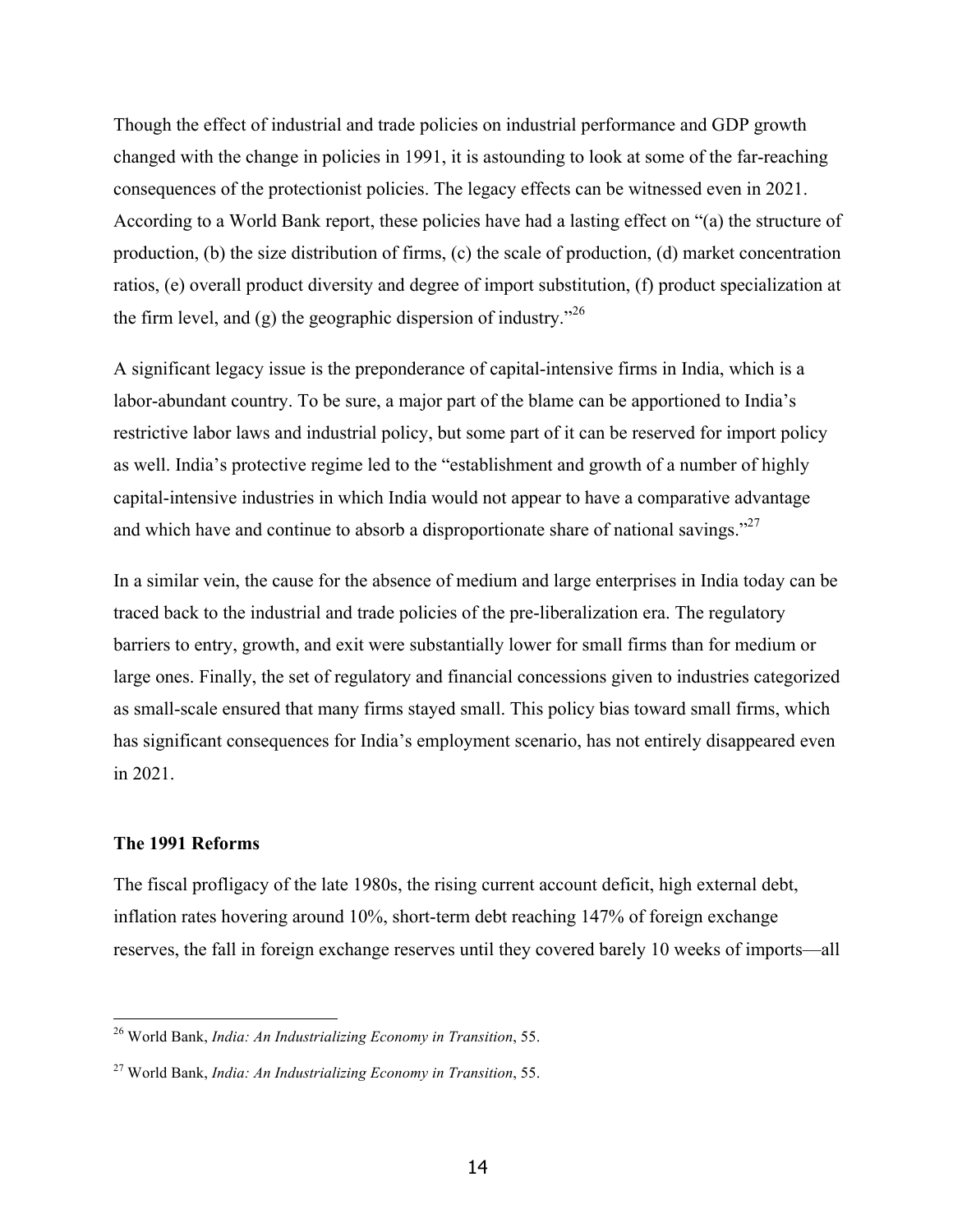Though the effect of industrial and trade policies on industrial performance and GDP growth changed with the change in policies in 1991, it is astounding to look at some of the far-reaching consequences of the protectionist policies. The legacy effects can be witnessed even in 2021. According to a World Bank report, these policies have had a lasting effect on "(a) the structure of production, (b) the size distribution of firms, (c) the scale of production, (d) market concentration ratios, (e) overall product diversity and degree of import substitution, (f) product specialization at the firm level, and (g) the geographic dispersion of industry."[26]

A significant legacy issue is the preponderance of capital-intensive firms in India, which is a labor-abundant country. To be sure, a major part of the blame can be apportioned to India's restrictive labor laws and industrial policy, but some part of it can be reserved for import policy as well. India's protective regime led to the "establishment and growth of a number of highly capital-intensive industries in which India would not appear to have a comparative advantage and which have and continue to absorb a disproportionate share of national savings."[27]

In a similar vein, the cause for the absence of medium and large enterprises in India today can be traced back to the industrial and trade policies of the pre-liberalization era. The regulatory barriers to entry, growth, and exit were substantially lower for small firms than for medium or large ones. Finally, the set of regulatory and financial concessions given to industries categorized as small-scale ensured that many firms stayed small. This policy bias toward small firms, which has significant consequences for India's employment scenario, has not entirely disappeared even in 2021.

**The 1991 Reforms**

The fiscal profligacy of the late 1980s, the rising current account deficit, high external debt, inflation rates hovering around 10%, short-term debt reaching 147% of foreign exchange reserves, the fall in foreign exchange reserves until they covered barely 10 weeks of imports—all

---

[26] World Bank, *India: An Industrializing Economy in Transition*, 55.

[27] World Bank, *India: An Industrializing Economy in Transition*, 55.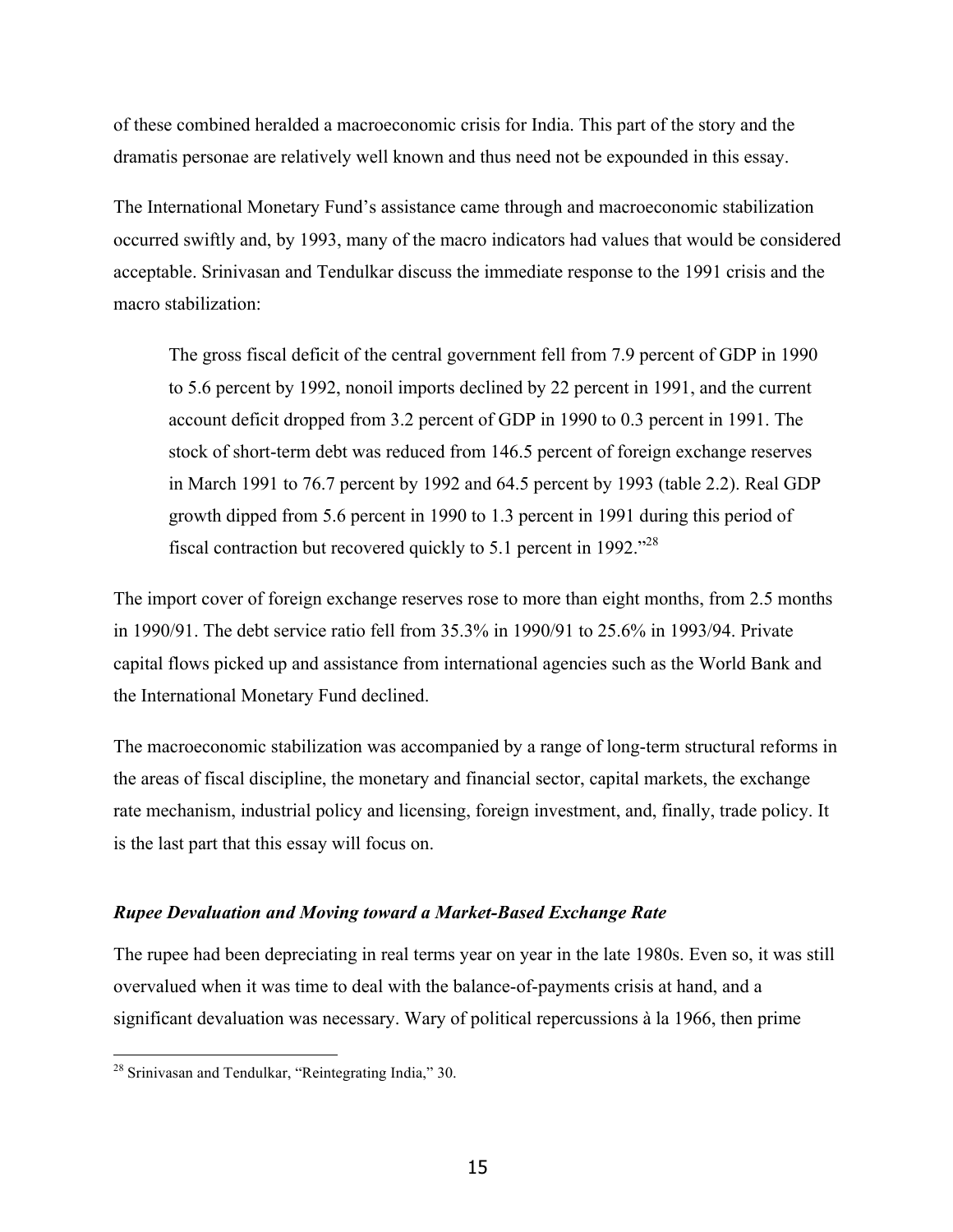of these combined heralded a macroeconomic crisis for India. This part of the story and the dramatis personae are relatively well known and thus need not be expounded in this essay.

The International Monetary Fund's assistance came through and macroeconomic stabilization occurred swiftly and, by 1993, many of the macro indicators had values that would be considered acceptable. Srinivasan and Tendulkar discuss the immediate response to the 1991 crisis and the macro stabilization:

> The gross fiscal deficit of the central government fell from 7.9 percent of GDP in 1990 to 5.6 percent by 1992, nonoil imports declined by 22 percent in 1991, and the current account deficit dropped from 3.2 percent of GDP in 1990 to 0.3 percent in 1991. The stock of short-term debt was reduced from 146.5 percent of foreign exchange reserves in March 1991 to 76.7 percent by 1992 and 64.5 percent by 1993 (table 2.2). Real GDP growth dipped from 5.6 percent in 1990 to 1.3 percent in 1991 during this period of fiscal contraction but recovered quickly to 5.1 percent in 1992."[28]

The import cover of foreign exchange reserves rose to more than eight months, from 2.5 months in 1990/91. The debt service ratio fell from 35.3% in 1990/91 to 25.6% in 1993/94. Private capital flows picked up and assistance from international agencies such as the World Bank and the International Monetary Fund declined.

The macroeconomic stabilization was accompanied by a range of long-term structural reforms in the areas of fiscal discipline, the monetary and financial sector, capital markets, the exchange rate mechanism, industrial policy and licensing, foreign investment, and, finally, trade policy. It is the last part that this essay will focus on.

### *Rupee Devaluation and Moving toward a Market-Based Exchange Rate*

The rupee had been depreciating in real terms year on year in the late 1980s. Even so, it was still overvalued when it was time to deal with the balance-of-payments crisis at hand, and a significant devaluation was necessary. Wary of political repercussions à la 1966, then prime

---

[28] Srinivasan and Tendulkar, "Reintegrating India," 30.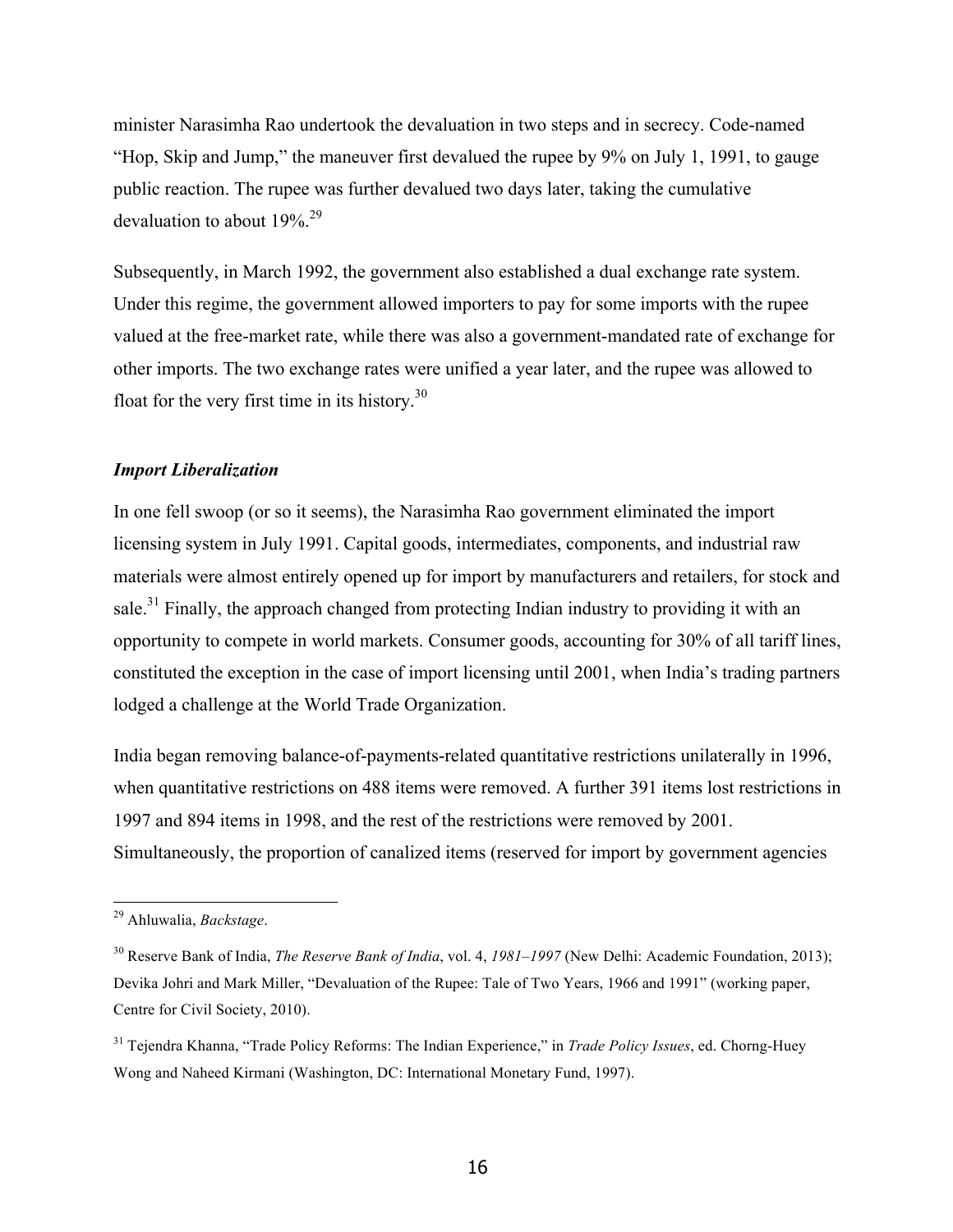minister Narasimha Rao undertook the devaluation in two steps and in secrecy. Code-named "Hop, Skip and Jump," the maneuver first devalued the rupee by 9% on July 1, 1991, to gauge public reaction. The rupee was further devalued two days later, taking the cumulative devaluation to about 19%.[29]

Subsequently, in March 1992, the government also established a dual exchange rate system. Under this regime, the government allowed importers to pay for some imports with the rupee valued at the free-market rate, while there was also a government-mandated rate of exchange for other imports. The two exchange rates were unified a year later, and the rupee was allowed to float for the very first time in its history.[30]

### *Import Liberalization*

In one fell swoop (or so it seems), the Narasimha Rao government eliminated the import licensing system in July 1991. Capital goods, intermediates, components, and industrial raw materials were almost entirely opened up for import by manufacturers and retailers, for stock and sale.[31] Finally, the approach changed from protecting Indian industry to providing it with an opportunity to compete in world markets. Consumer goods, accounting for 30% of all tariff lines, constituted the exception in the case of import licensing until 2001, when India's trading partners lodged a challenge at the World Trade Organization.

India began removing balance-of-payments-related quantitative restrictions unilaterally in 1996, when quantitative restrictions on 488 items were removed. A further 391 items lost restrictions in 1997 and 894 items in 1998, and the rest of the restrictions were removed by 2001. Simultaneously, the proportion of canalized items (reserved for import by government agencies

---

[29] Ahluwalia, *Backstage*.

[30] Reserve Bank of India, *The Reserve Bank of India*, vol. 4, *1981–1997* (New Delhi: Academic Foundation, 2013); Devika Johri and Mark Miller, "Devaluation of the Rupee: Tale of Two Years, 1966 and 1991" (working paper, Centre for Civil Society, 2010).

[31] Tejendra Khanna, "Trade Policy Reforms: The Indian Experience," in *Trade Policy Issues*, ed. Chorng-Huey Wong and Naheed Kirmani (Washington, DC: International Monetary Fund, 1997).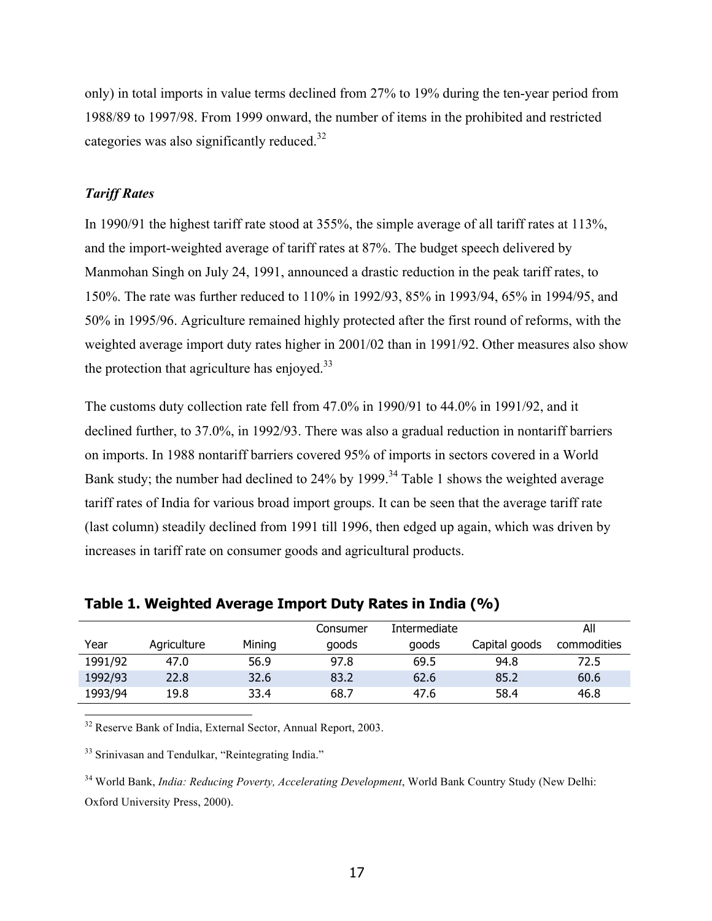only) in total imports in value terms declined from 27% to 19% during the ten-year period from 1988/89 to 1997/98. From 1999 onward, the number of items in the prohibited and restricted categories was also significantly reduced.[32]

### *Tariff Rates*

In 1990/91 the highest tariff rate stood at 355%, the simple average of all tariff rates at 113%, and the import-weighted average of tariff rates at 87%. The budget speech delivered by Manmohan Singh on July 24, 1991, announced a drastic reduction in the peak tariff rates, to 150%. The rate was further reduced to 110% in 1992/93, 85% in 1993/94, 65% in 1994/95, and 50% in 1995/96. Agriculture remained highly protected after the first round of reforms, with the weighted average import duty rates higher in 2001/02 than in 1991/92. Other measures also show the protection that agriculture has enjoyed.[33]

The customs duty collection rate fell from 47.0% in 1990/91 to 44.0% in 1991/92, and it declined further, to 37.0%, in 1992/93. There was also a gradual reduction in nontariff barriers on imports. In 1988 nontariff barriers covered 95% of imports in sectors covered in a World Bank study; the number had declined to 24% by 1999.[34] Table 1 shows the weighted average tariff rates of India for various broad import groups. It can be seen that the average tariff rate (last column) steadily declined from 1991 till 1996, then edged up again, which was driven by increases in tariff rate on consumer goods and agricultural products.

**Table 1. Weighted Average Import Duty Rates in India (%)**

| Year | Agriculture | Mining | Consumer goods | Intermediate goods | Capital goods | All commodities |
|---|---|---|---|---|---|---|
| 1991/92 | 47.0 | 56.9 | 97.8 | 69.5 | 94.8 | 72.5 |
| 1992/93 | 22.8 | 32.6 | 83.2 | 62.6 | 85.2 | 60.6 |
| 1993/94 | 19.8 | 33.4 | 68.7 | 47.6 | 58.4 | 46.8 |

[32] Reserve Bank of India, External Sector, Annual Report, 2003.

[33] Srinivasan and Tendulkar, "Reintegrating India."

[34] World Bank, *India: Reducing Poverty, Accelerating Development*, World Bank Country Study (New Delhi: Oxford University Press, 2000).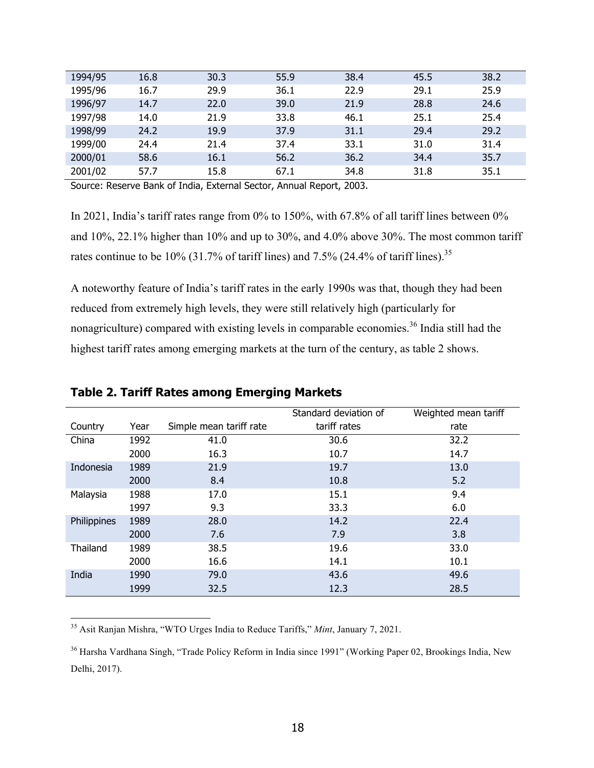| | | | | | | |
|---|---|---|---|---|---|---|
| 1994/95 | 16.8 | 30.3 | 55.9 | 38.4 | 45.5 | 38.2 |
| 1995/96 | 16.7 | 29.9 | 36.1 | 22.9 | 29.1 | 25.9 |
| 1996/97 | 14.7 | 22.0 | 39.0 | 21.9 | 28.8 | 24.6 |
| 1997/98 | 14.0 | 21.9 | 33.8 | 46.1 | 25.1 | 25.4 |
| 1998/99 | 24.2 | 19.9 | 37.9 | 31.1 | 29.4 | 29.2 |
| 1999/00 | 24.4 | 21.4 | 37.4 | 33.1 | 31.0 | 31.4 |
| 2000/01 | 58.6 | 16.1 | 56.2 | 36.2 | 34.4 | 35.7 |
| 2001/02 | 57.7 | 15.8 | 67.1 | 34.8 | 31.8 | 35.1 |

Source: Reserve Bank of India, External Sector, Annual Report, 2003.

In 2021, India's tariff rates range from 0% to 150%, with 67.8% of all tariff lines between 0% and 10%, 22.1% higher than 10% and up to 30%, and 4.0% above 30%. The most common tariff rates continue to be 10% (31.7% of tariff lines) and 7.5% (24.4% of tariff lines).[35]

A noteworthy feature of India's tariff rates in the early 1990s was that, though they had been reduced from extremely high levels, they were still relatively high (particularly for nonagriculture) compared with existing levels in comparable economies.[36] India still had the highest tariff rates among emerging markets at the turn of the century, as table 2 shows.

**Table 2. Tariff Rates among Emerging Markets**

| Country | Year | Simple mean tariff rate | Standard deviation of tariff rates | Weighted mean tariff rate |
|---|---|---|---|---|
| China | 1992 | 41.0 | 30.6 | 32.2 |
| | 2000 | 16.3 | 10.7 | 14.7 |
| Indonesia | 1989 | 21.9 | 19.7 | 13.0 |
| | 2000 | 8.4 | 10.8 | 5.2 |
| Malaysia | 1988 | 17.0 | 15.1 | 9.4 |
| | 1997 | 9.3 | 33.3 | 6.0 |
| Philippines | 1989 | 28.0 | 14.2 | 22.4 |
| | 2000 | 7.6 | 7.9 | 3.8 |
| Thailand | 1989 | 38.5 | 19.6 | 33.0 |
| | 2000 | 16.6 | 14.1 | 10.1 |
| India | 1990 | 79.0 | 43.6 | 49.6 |
| | 1999 | 32.5 | 12.3 | 28.5 |

[35] Asit Ranjan Mishra, "WTO Urges India to Reduce Tariffs," *Mint*, January 7, 2021.

[36] Harsha Vardhana Singh, "Trade Policy Reform in India since 1991" (Working Paper 02, Brookings India, New Delhi, 2017).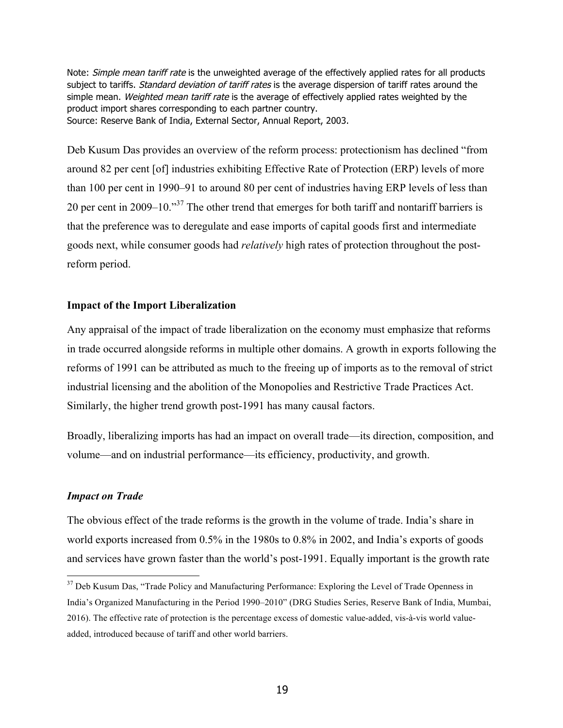Note: *Simple mean tariff rate* is the unweighted average of the effectively applied rates for all products subject to tariffs. *Standard deviation of tariff rates* is the average dispersion of tariff rates around the simple mean. *Weighted mean tariff rate* is the average of effectively applied rates weighted by the product import shares corresponding to each partner country.
Source: Reserve Bank of India, External Sector, Annual Report, 2003.

Deb Kusum Das provides an overview of the reform process: protectionism has declined "from around 82 per cent [of] industries exhibiting Effective Rate of Protection (ERP) levels of more than 100 per cent in 1990–91 to around 80 per cent of industries having ERP levels of less than 20 per cent in 2009–10."[37] The other trend that emerges for both tariff and nontariff barriers is that the preference was to deregulate and ease imports of capital goods first and intermediate goods next, while consumer goods had *relatively* high rates of protection throughout the post-reform period.

### Impact of the Import Liberalization

Any appraisal of the impact of trade liberalization on the economy must emphasize that reforms in trade occurred alongside reforms in multiple other domains. A growth in exports following the reforms of 1991 can be attributed as much to the freeing up of imports as to the removal of strict industrial licensing and the abolition of the Monopolies and Restrictive Trade Practices Act. Similarly, the higher trend growth post-1991 has many causal factors.

Broadly, liberalizing imports has had an impact on overall trade—its direction, composition, and volume—and on industrial performance—its efficiency, productivity, and growth.

#### *Impact on Trade*

The obvious effect of the trade reforms is the growth in the volume of trade. India's share in world exports increased from 0.5% in the 1980s to 0.8% in 2002, and India's exports of goods and services have grown faster than the world's post-1991. Equally important is the growth rate

---

[37] Deb Kusum Das, "Trade Policy and Manufacturing Performance: Exploring the Level of Trade Openness in India's Organized Manufacturing in the Period 1990–2010" (DRG Studies Series, Reserve Bank of India, Mumbai, 2016). The effective rate of protection is the percentage excess of domestic value-added, vis-à-vis world value-added, introduced because of tariff and other world barriers.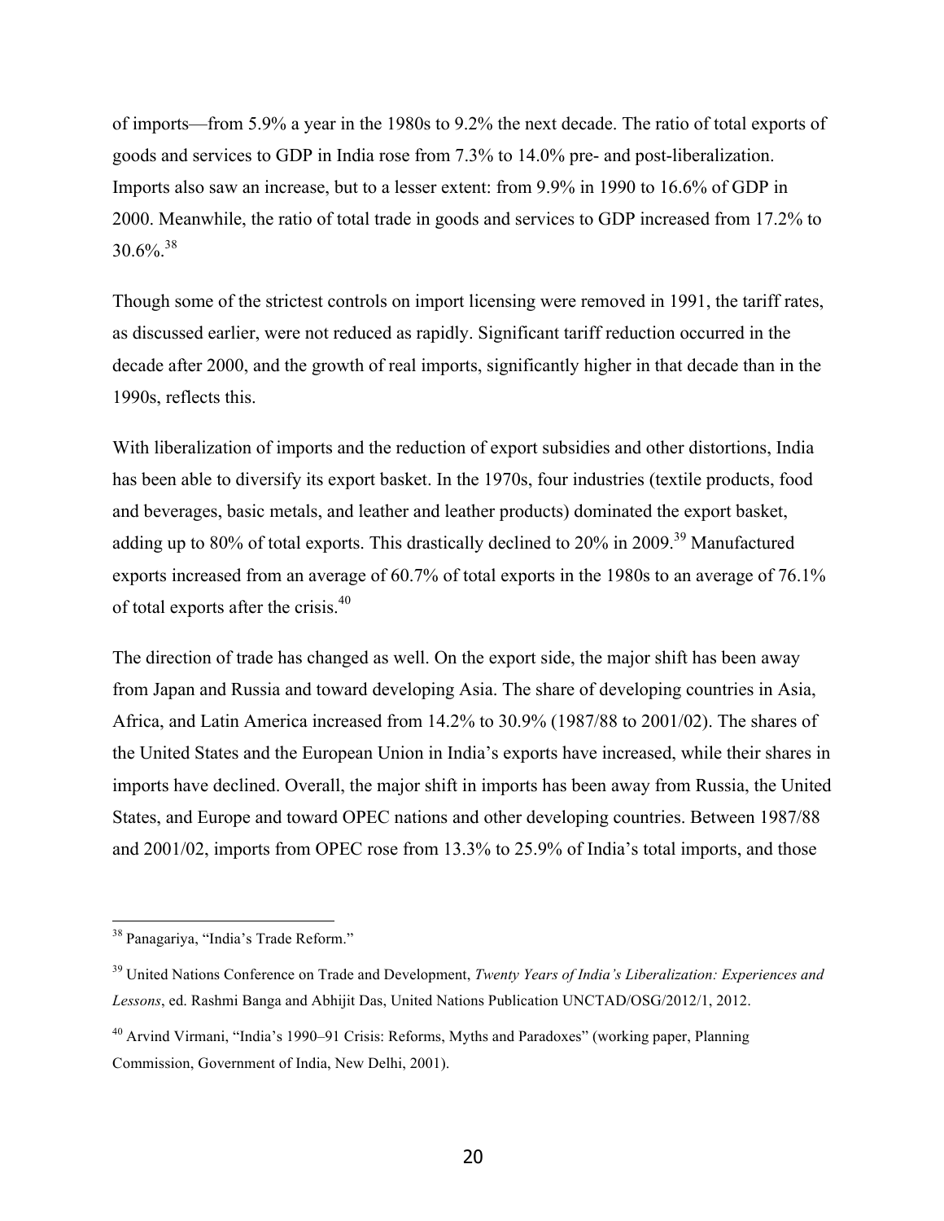of imports—from 5.9% a year in the 1980s to 9.2% the next decade. The ratio of total exports of goods and services to GDP in India rose from 7.3% to 14.0% pre- and post-liberalization. Imports also saw an increase, but to a lesser extent: from 9.9% in 1990 to 16.6% of GDP in 2000. Meanwhile, the ratio of total trade in goods and services to GDP increased from 17.2% to 30.6%.[38]

Though some of the strictest controls on import licensing were removed in 1991, the tariff rates, as discussed earlier, were not reduced as rapidly. Significant tariff reduction occurred in the decade after 2000, and the growth of real imports, significantly higher in that decade than in the 1990s, reflects this.

With liberalization of imports and the reduction of export subsidies and other distortions, India has been able to diversify its export basket. In the 1970s, four industries (textile products, food and beverages, basic metals, and leather and leather products) dominated the export basket, adding up to 80% of total exports. This drastically declined to 20% in 2009.[39] Manufactured exports increased from an average of 60.7% of total exports in the 1980s to an average of 76.1% of total exports after the crisis.[40]

The direction of trade has changed as well. On the export side, the major shift has been away from Japan and Russia and toward developing Asia. The share of developing countries in Asia, Africa, and Latin America increased from 14.2% to 30.9% (1987/88 to 2001/02). The shares of the United States and the European Union in India's exports have increased, while their shares in imports have declined. Overall, the major shift in imports has been away from Russia, the United States, and Europe and toward OPEC nations and other developing countries. Between 1987/88 and 2001/02, imports from OPEC rose from 13.3% to 25.9% of India's total imports, and those

---

[38] Panagariya, "India's Trade Reform."

[39] United Nations Conference on Trade and Development, *Twenty Years of India's Liberalization: Experiences and Lessons*, ed. Rashmi Banga and Abhijit Das, United Nations Publication UNCTAD/OSG/2012/1, 2012.

[40] Arvind Virmani, "India's 1990–91 Crisis: Reforms, Myths and Paradoxes" (working paper, Planning Commission, Government of India, New Delhi, 2001).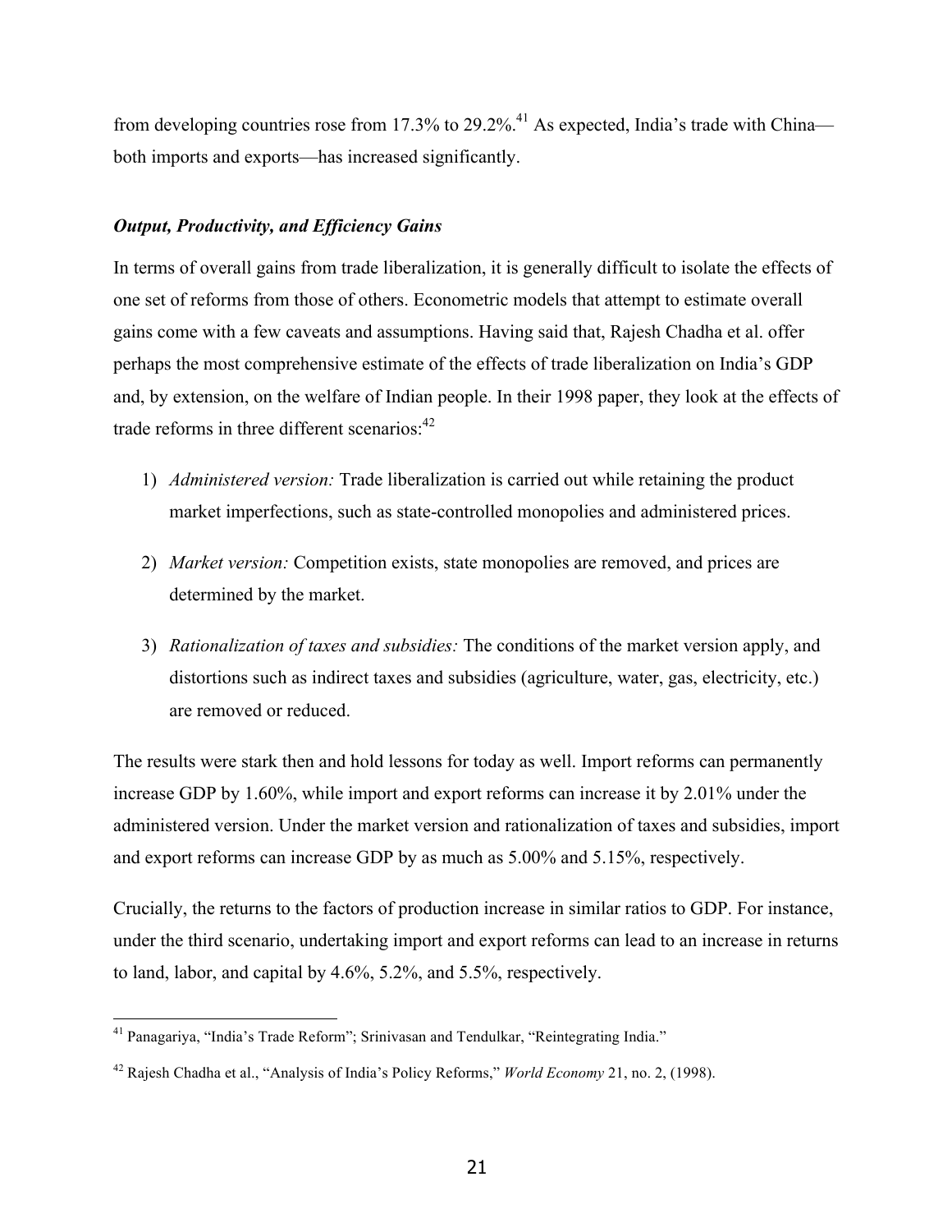from developing countries rose from 17.3% to 29.2%.[41] As expected, India's trade with China—both imports and exports—has increased significantly.

### *Output, Productivity, and Efficiency Gains*

In terms of overall gains from trade liberalization, it is generally difficult to isolate the effects of one set of reforms from those of others. Econometric models that attempt to estimate overall gains come with a few caveats and assumptions. Having said that, Rajesh Chadha et al. offer perhaps the most comprehensive estimate of the effects of trade liberalization on India's GDP and, by extension, on the welfare of Indian people. In their 1998 paper, they look at the effects of trade reforms in three different scenarios:[42]

1) *Administered version:* Trade liberalization is carried out while retaining the product market imperfections, such as state-controlled monopolies and administered prices.

2) *Market version:* Competition exists, state monopolies are removed, and prices are determined by the market.

3) *Rationalization of taxes and subsidies:* The conditions of the market version apply, and distortions such as indirect taxes and subsidies (agriculture, water, gas, electricity, etc.) are removed or reduced.

The results were stark then and hold lessons for today as well. Import reforms can permanently increase GDP by 1.60%, while import and export reforms can increase it by 2.01% under the administered version. Under the market version and rationalization of taxes and subsidies, import and export reforms can increase GDP by as much as 5.00% and 5.15%, respectively.

Crucially, the returns to the factors of production increase in similar ratios to GDP. For instance, under the third scenario, undertaking import and export reforms can lead to an increase in returns to land, labor, and capital by 4.6%, 5.2%, and 5.5%, respectively.

---

[41] Panagariya, "India's Trade Reform"; Srinivasan and Tendulkar, "Reintegrating India."

[42] Rajesh Chadha et al., "Analysis of India's Policy Reforms," *World Economy* 21, no. 2, (1998).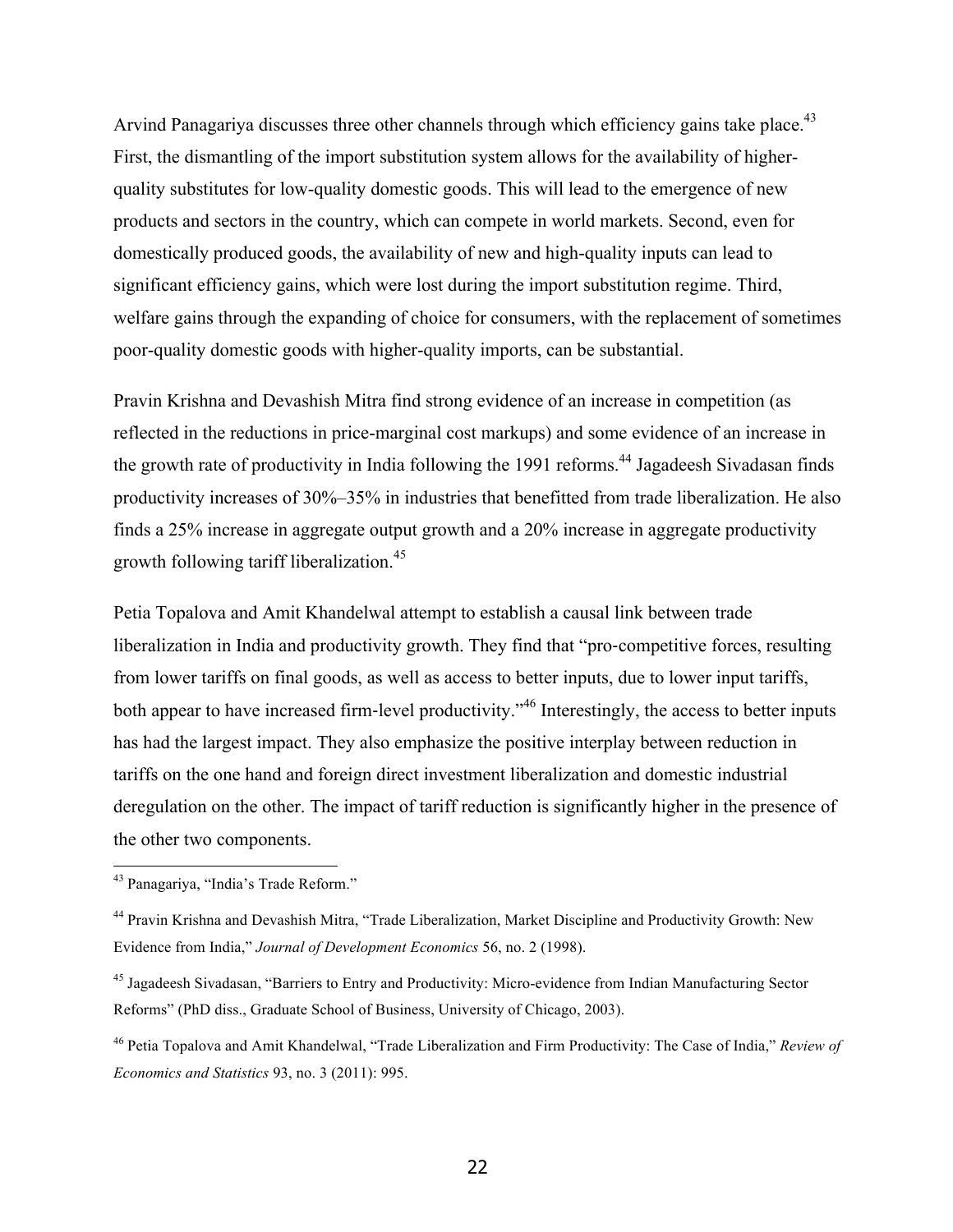Arvind Panagariya discusses three other channels through which efficiency gains take place.[43] First, the dismantling of the import substitution system allows for the availability of higher-quality substitutes for low-quality domestic goods. This will lead to the emergence of new products and sectors in the country, which can compete in world markets. Second, even for domestically produced goods, the availability of new and high-quality inputs can lead to significant efficiency gains, which were lost during the import substitution regime. Third, welfare gains through the expanding of choice for consumers, with the replacement of sometimes poor-quality domestic goods with higher-quality imports, can be substantial.

Pravin Krishna and Devashish Mitra find strong evidence of an increase in competition (as reflected in the reductions in price-marginal cost markups) and some evidence of an increase in the growth rate of productivity in India following the 1991 reforms.[44] Jagadeesh Sivadasan finds productivity increases of 30%–35% in industries that benefitted from trade liberalization. He also finds a 25% increase in aggregate output growth and a 20% increase in aggregate productivity growth following tariff liberalization.[45]

Petia Topalova and Amit Khandelwal attempt to establish a causal link between trade liberalization in India and productivity growth. They find that "pro-competitive forces, resulting from lower tariffs on final goods, as well as access to better inputs, due to lower input tariffs, both appear to have increased firm-level productivity."[46] Interestingly, the access to better inputs has had the largest impact. They also emphasize the positive interplay between reduction in tariffs on the one hand and foreign direct investment liberalization and domestic industrial deregulation on the other. The impact of tariff reduction is significantly higher in the presence of the other two components.

---

[43] Panagariya, "India's Trade Reform."

[44] Pravin Krishna and Devashish Mitra, "Trade Liberalization, Market Discipline and Productivity Growth: New Evidence from India," *Journal of Development Economics* 56, no. 2 (1998).

[45] Jagadeesh Sivadasan, "Barriers to Entry and Productivity: Micro-evidence from Indian Manufacturing Sector Reforms" (PhD diss., Graduate School of Business, University of Chicago, 2003).

[46] Petia Topalova and Amit Khandelwal, "Trade Liberalization and Firm Productivity: The Case of India," *Review of Economics and Statistics* 93, no. 3 (2011): 995.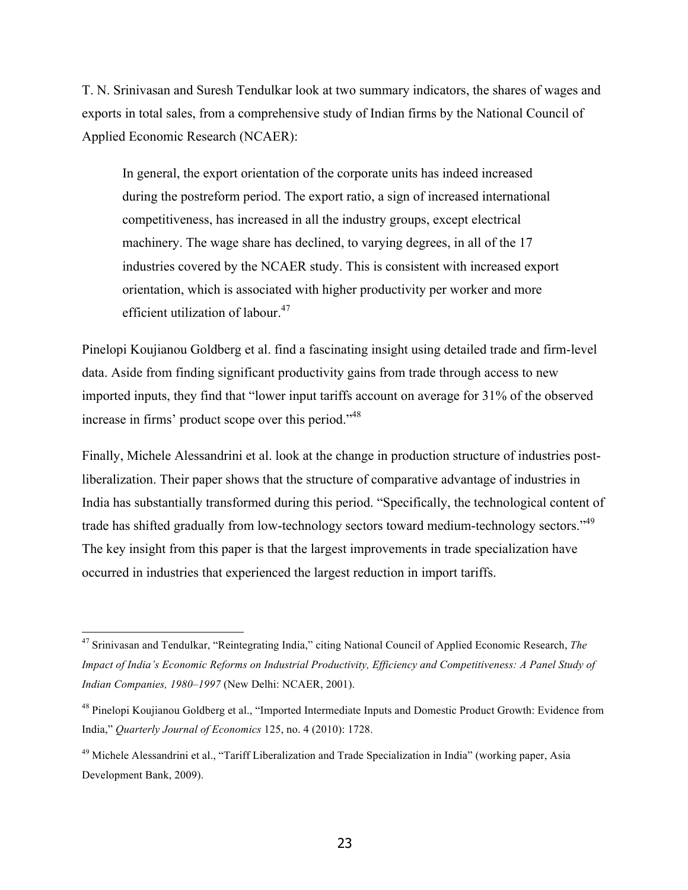T. N. Srinivasan and Suresh Tendulkar look at two summary indicators, the shares of wages and exports in total sales, from a comprehensive study of Indian firms by the National Council of Applied Economic Research (NCAER):

> In general, the export orientation of the corporate units has indeed increased during the postreform period. The export ratio, a sign of increased international competitiveness, has increased in all the industry groups, except electrical machinery. The wage share has declined, to varying degrees, in all of the 17 industries covered by the NCAER study. This is consistent with increased export orientation, which is associated with higher productivity per worker and more efficient utilization of labour.[47]

Pinelopi Koujianou Goldberg et al. find a fascinating insight using detailed trade and firm-level data. Aside from finding significant productivity gains from trade through access to new imported inputs, they find that "lower input tariffs account on average for 31% of the observed increase in firms' product scope over this period."[48]

Finally, Michele Alessandrini et al. look at the change in production structure of industries post-liberalization. Their paper shows that the structure of comparative advantage of industries in India has substantially transformed during this period. "Specifically, the technological content of trade has shifted gradually from low-technology sectors toward medium-technology sectors."[49] The key insight from this paper is that the largest improvements in trade specialization have occurred in industries that experienced the largest reduction in import tariffs.

---

[47] Srinivasan and Tendulkar, "Reintegrating India," citing National Council of Applied Economic Research, *The Impact of India's Economic Reforms on Industrial Productivity, Efficiency and Competitiveness: A Panel Study of Indian Companies, 1980–1997* (New Delhi: NCAER, 2001).

[48] Pinelopi Koujianou Goldberg et al., "Imported Intermediate Inputs and Domestic Product Growth: Evidence from India," *Quarterly Journal of Economics* 125, no. 4 (2010): 1728.

[49] Michele Alessandrini et al., "Tariff Liberalization and Trade Specialization in India" (working paper, Asia Development Bank, 2009).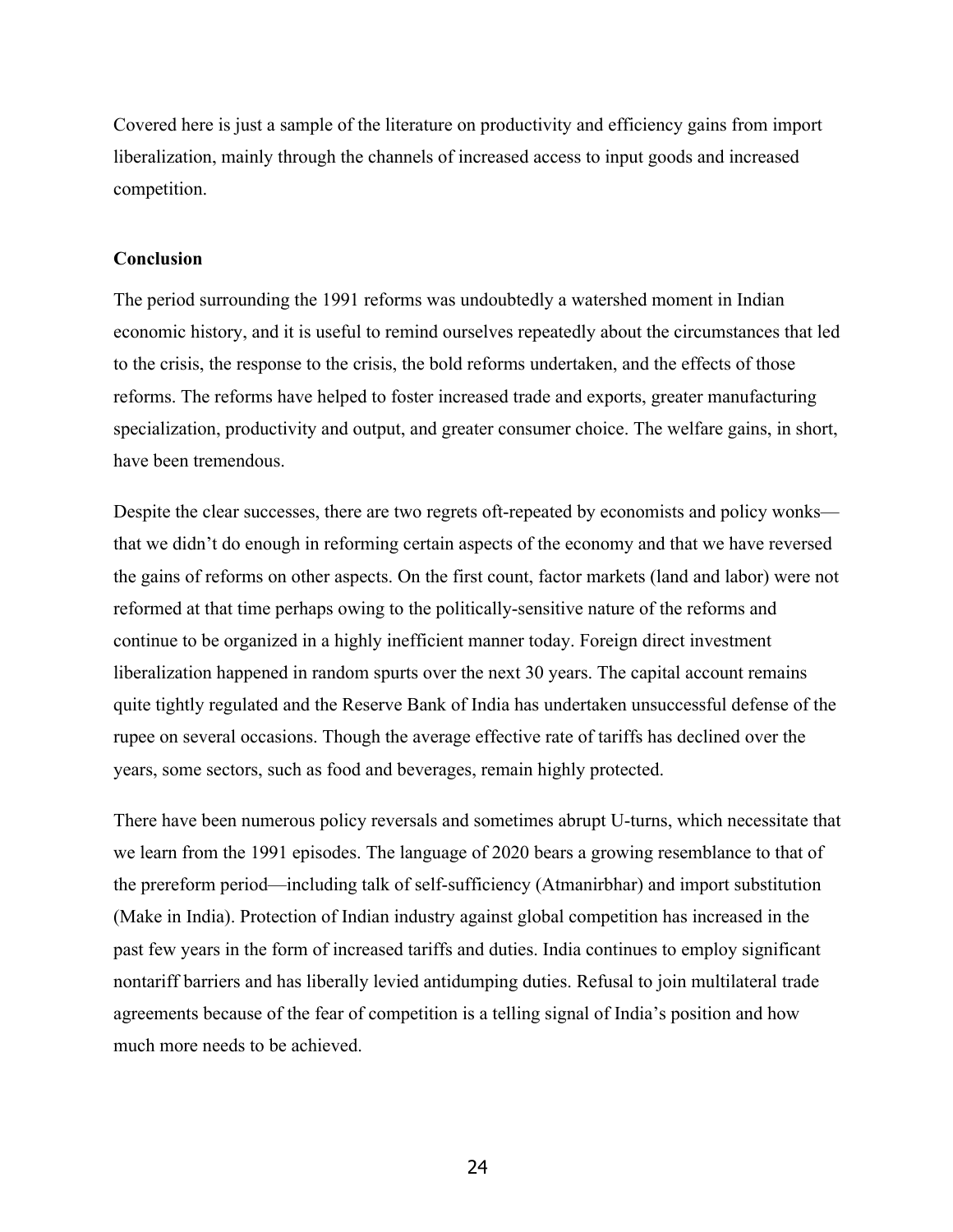Covered here is just a sample of the literature on productivity and efficiency gains from import liberalization, mainly through the channels of increased access to input goods and increased competition.

## Conclusion

The period surrounding the 1991 reforms was undoubtedly a watershed moment in Indian economic history, and it is useful to remind ourselves repeatedly about the circumstances that led to the crisis, the response to the crisis, the bold reforms undertaken, and the effects of those reforms. The reforms have helped to foster increased trade and exports, greater manufacturing specialization, productivity and output, and greater consumer choice. The welfare gains, in short, have been tremendous.

Despite the clear successes, there are two regrets oft-repeated by economists and policy wonks—that we didn't do enough in reforming certain aspects of the economy and that we have reversed the gains of reforms on other aspects. On the first count, factor markets (land and labor) were not reformed at that time perhaps owing to the politically-sensitive nature of the reforms and continue to be organized in a highly inefficient manner today. Foreign direct investment liberalization happened in random spurts over the next 30 years. The capital account remains quite tightly regulated and the Reserve Bank of India has undertaken unsuccessful defense of the rupee on several occasions. Though the average effective rate of tariffs has declined over the years, some sectors, such as food and beverages, remain highly protected.

There have been numerous policy reversals and sometimes abrupt U-turns, which necessitate that we learn from the 1991 episodes. The language of 2020 bears a growing resemblance to that of the prereform period—including talk of self-sufficiency (Atmanirbhar) and import substitution (Make in India). Protection of Indian industry against global competition has increased in the past few years in the form of increased tariffs and duties. India continues to employ significant nontariff barriers and has liberally levied antidumping duties. Refusal to join multilateral trade agreements because of the fear of competition is a telling signal of India's position and how much more needs to be achieved.